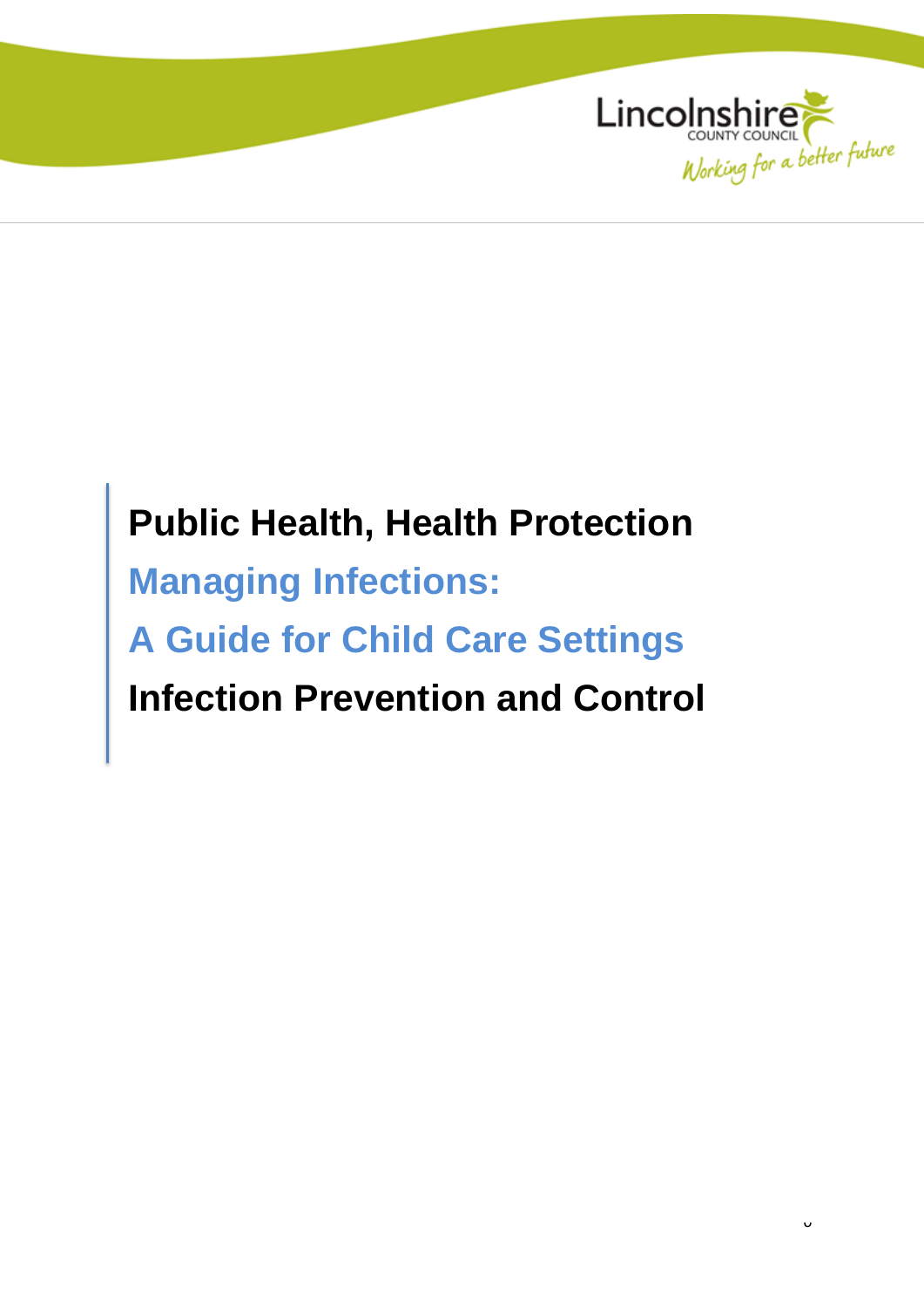Lincolnshire
COUNTY COUNCIL
Working for a better future

# Public Health, Health Protection

## Managing Infections:

## A Guide for Child Care Settings

# Infection Prevention and Control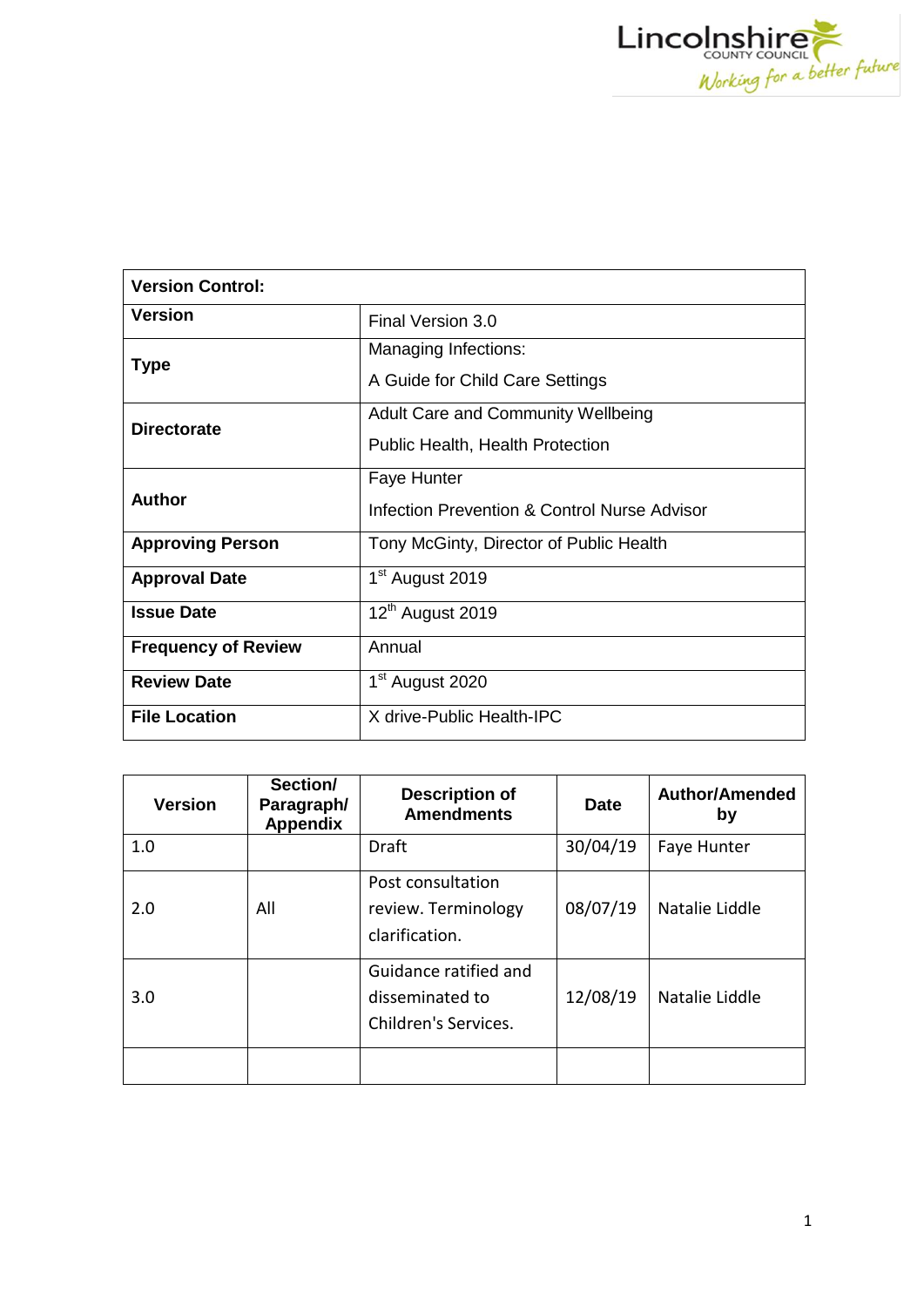| Version Control: | |
|---|---|
| **Version** | Final Version 3.0 |
| **Type** | Managing Infections:<br>A Guide for Child Care Settings |
| **Directorate** | Adult Care and Community Wellbeing<br>Public Health, Health Protection |
| **Author** | Faye Hunter<br>Infection Prevention & Control Nurse Advisor |
| **Approving Person** | Tony McGinty, Director of Public Health |
| **Approval Date** | 1st August 2019 |
| **Issue Date** | 12th August 2019 |
| **Frequency of Review** | Annual |
| **Review Date** | 1st August 2020 |
| **File Location** | X drive-Public Health-IPC |

| Version | Section/ Paragraph/ Appendix | Description of Amendments | Date | Author/Amended by |
|---|---|---|---|---|
| 1.0 | | Draft | 30/04/19 | Faye Hunter |
| 2.0 | All | Post consultation review. Terminology clarification. | 08/07/19 | Natalie Liddle |
| 3.0 | | Guidance ratified and disseminated to Children's Services. | 12/08/19 | Natalie Liddle |
| | | | | |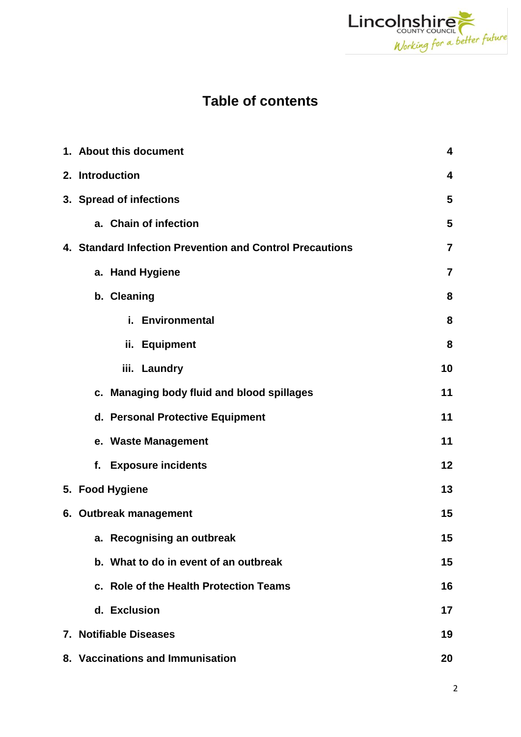# Table of contents

| | |
|---|---|
| **1. About this document** | **4** |
| **2. Introduction** | **4** |
| **3. Spread of infections** | **5** |
| **a. Chain of infection** | **5** |
| **4. Standard Infection Prevention and Control Precautions** | **7** |
| **a. Hand Hygiene** | **7** |
| **b. Cleaning** | **8** |
| **i. Environmental** | **8** |
| **ii. Equipment** | **8** |
| **iii. Laundry** | **10** |
| **c. Managing body fluid and blood spillages** | **11** |
| **d. Personal Protective Equipment** | **11** |
| **e. Waste Management** | **11** |
| **f. Exposure incidents** | **12** |
| **5. Food Hygiene** | **13** |
| **6. Outbreak management** | **15** |
| **a. Recognising an outbreak** | **15** |
| **b. What to do in event of an outbreak** | **15** |
| **c. Role of the Health Protection Teams** | **16** |
| **d. Exclusion** | **17** |
| **7. Notifiable Diseases** | **19** |
| **8. Vaccinations and Immunisation** | **20** |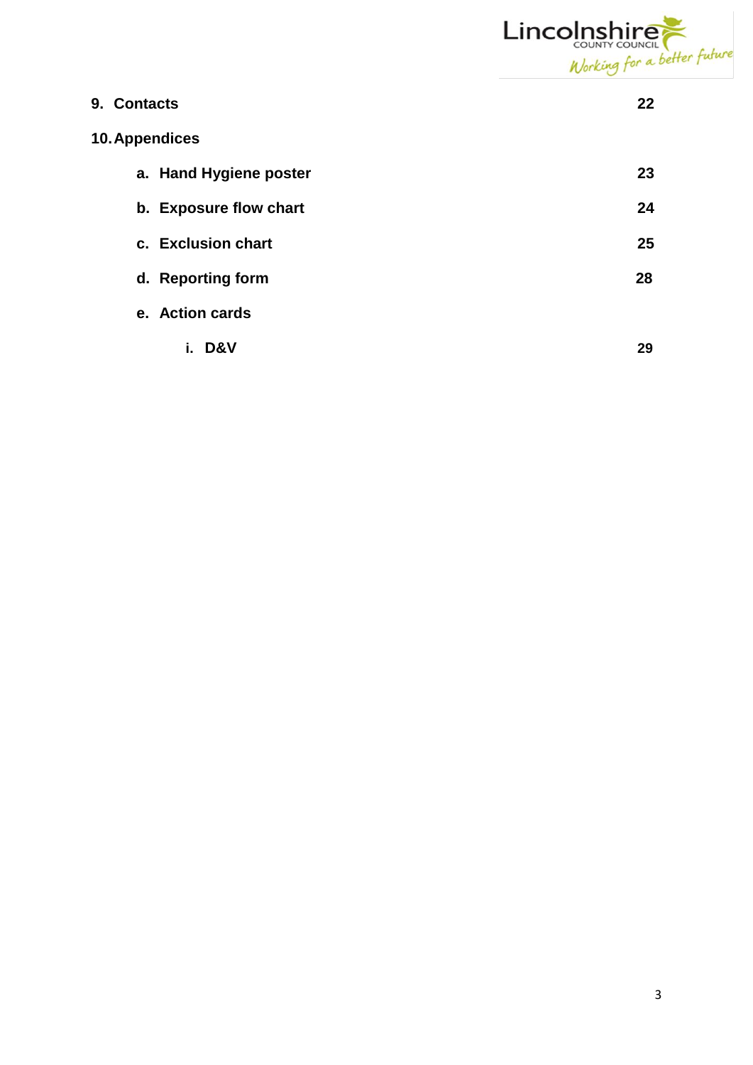| | |
|---|---|
| **9. Contacts** | **22** |
| **10. Appendices** | |
| **a. Hand Hygiene poster** | **23** |
| **b. Exposure flow chart** | **24** |
| **c. Exclusion chart** | **25** |
| **d. Reporting form** | **28** |
| **e. Action cards** | |
| **i. D&V** | **29** |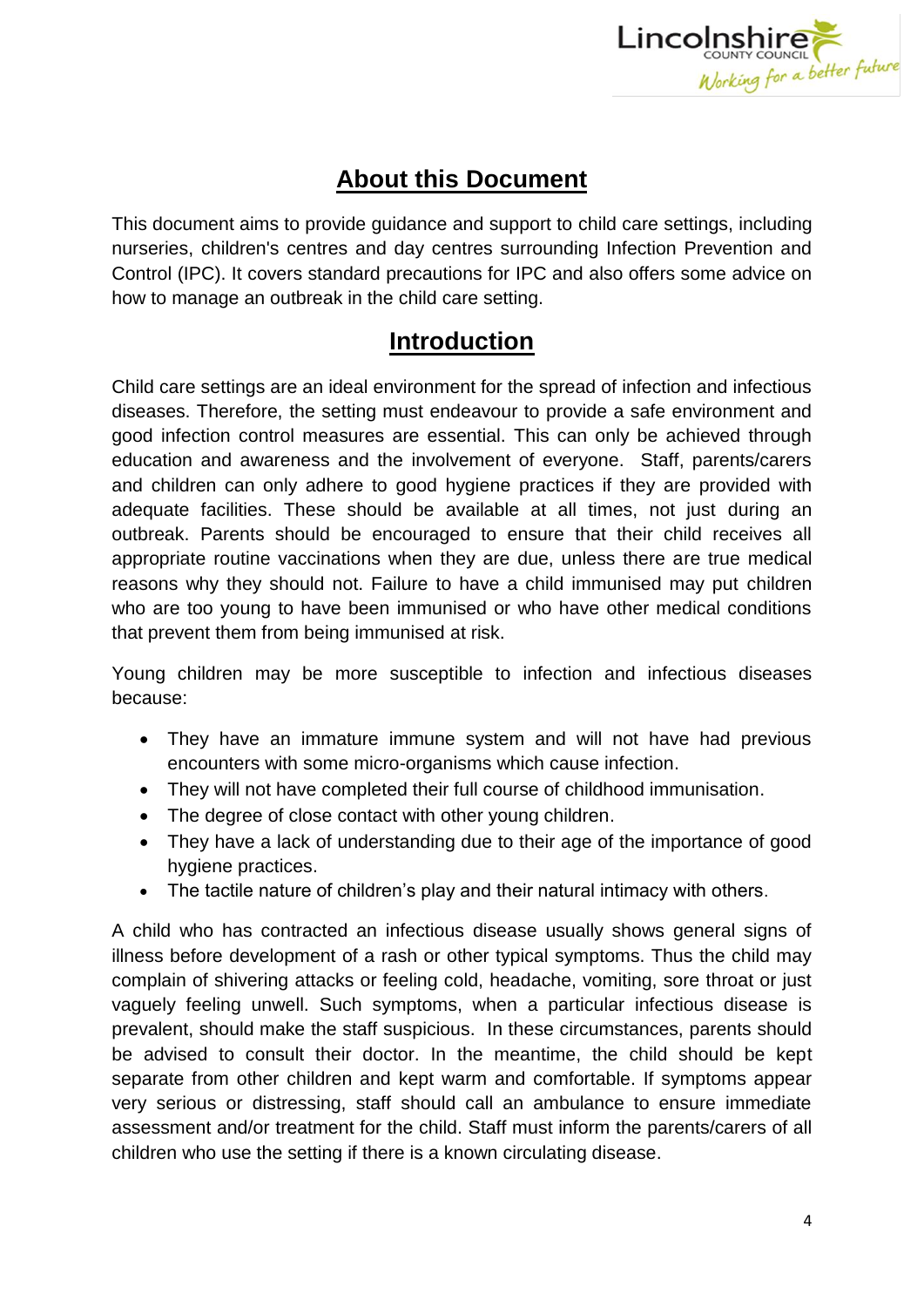## About this Document

This document aims to provide guidance and support to child care settings, including nurseries, children's centres and day centres surrounding Infection Prevention and Control (IPC). It covers standard precautions for IPC and also offers some advice on how to manage an outbreak in the child care setting.

## Introduction

Child care settings are an ideal environment for the spread of infection and infectious diseases. Therefore, the setting must endeavour to provide a safe environment and good infection control measures are essential. This can only be achieved through education and awareness and the involvement of everyone. Staff, parents/carers and children can only adhere to good hygiene practices if they are provided with adequate facilities. These should be available at all times, not just during an outbreak. Parents should be encouraged to ensure that their child receives all appropriate routine vaccinations when they are due, unless there are true medical reasons why they should not. Failure to have a child immunised may put children who are too young to have been immunised or who have other medical conditions that prevent them from being immunised at risk.

Young children may be more susceptible to infection and infectious diseases because:

- They have an immature immune system and will not have had previous encounters with some micro-organisms which cause infection.
- They will not have completed their full course of childhood immunisation.
- The degree of close contact with other young children.
- They have a lack of understanding due to their age of the importance of good hygiene practices.
- The tactile nature of children's play and their natural intimacy with others.

A child who has contracted an infectious disease usually shows general signs of illness before development of a rash or other typical symptoms. Thus the child may complain of shivering attacks or feeling cold, headache, vomiting, sore throat or just vaguely feeling unwell. Such symptoms, when a particular infectious disease is prevalent, should make the staff suspicious. In these circumstances, parents should be advised to consult their doctor. In the meantime, the child should be kept separate from other children and kept warm and comfortable. If symptoms appear very serious or distressing, staff should call an ambulance to ensure immediate assessment and/or treatment for the child. Staff must inform the parents/carers of all children who use the setting if there is a known circulating disease.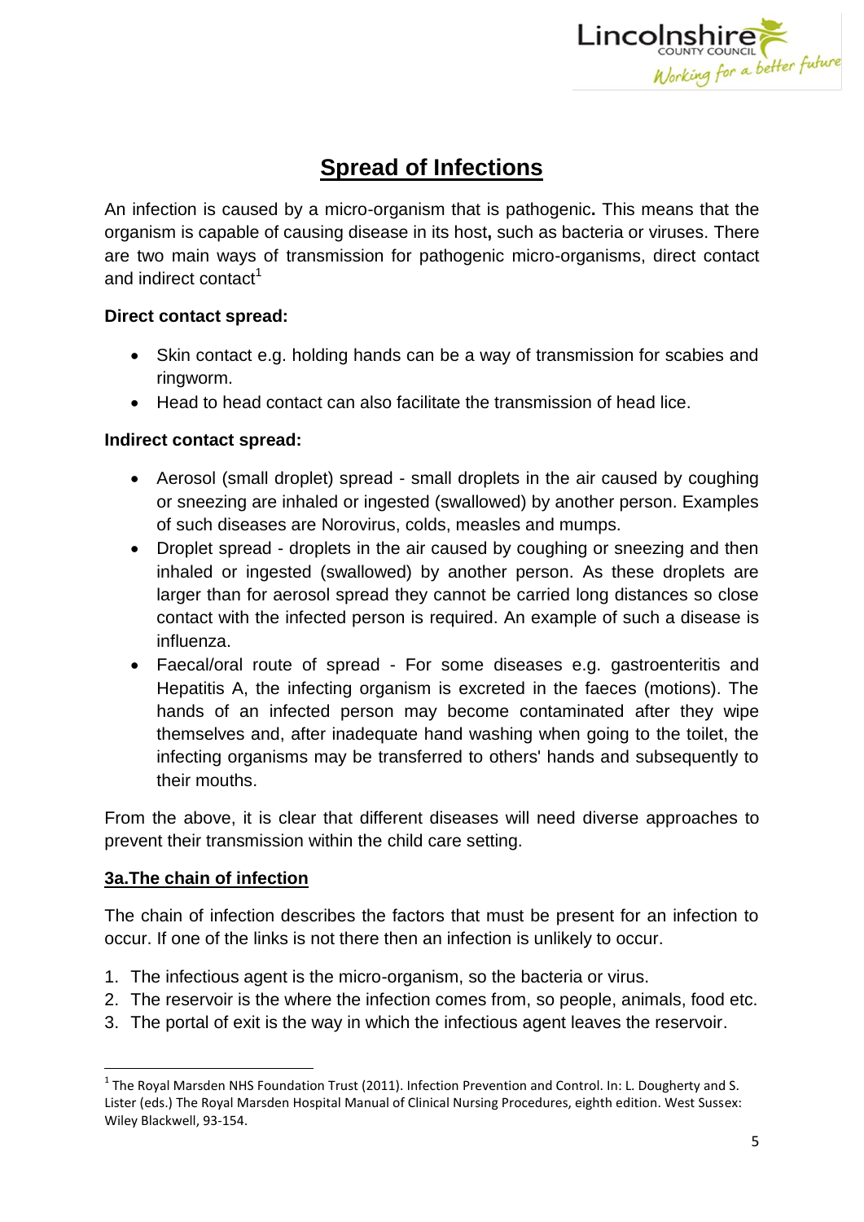# **Spread of Infections**

An infection is caused by a micro-organism that is pathogenic**.** This means that the organism is capable of causing disease in its host**,** such as bacteria or viruses. There are two main ways of transmission for pathogenic micro-organisms, direct contact and indirect contact[1]

**Direct contact spread:**

- Skin contact e.g. holding hands can be a way of transmission for scabies and ringworm.
- Head to head contact can also facilitate the transmission of head lice.

**Indirect contact spread:**

- Aerosol (small droplet) spread - small droplets in the air caused by coughing or sneezing are inhaled or ingested (swallowed) by another person. Examples of such diseases are Norovirus, colds, measles and mumps.
- Droplet spread - droplets in the air caused by coughing or sneezing and then inhaled or ingested (swallowed) by another person. As these droplets are larger than for aerosol spread they cannot be carried long distances so close contact with the infected person is required. An example of such a disease is influenza.
- Faecal/oral route of spread - For some diseases e.g. gastroenteritis and Hepatitis A, the infecting organism is excreted in the faeces (motions). The hands of an infected person may become contaminated after they wipe themselves and, after inadequate hand washing when going to the toilet, the infecting organisms may be transferred to others' hands and subsequently to their mouths.

From the above, it is clear that different diseases will need diverse approaches to prevent their transmission within the child care setting.

## **3a.The chain of infection**

The chain of infection describes the factors that must be present for an infection to occur. If one of the links is not there then an infection is unlikely to occur.

1. The infectious agent is the micro-organism, so the bacteria or virus.
2. The reservoir is the where the infection comes from, so people, animals, food etc.
3. The portal of exit is the way in which the infectious agent leaves the reservoir.

[1] The Royal Marsden NHS Foundation Trust (2011). Infection Prevention and Control. In: L. Dougherty and S. Lister (eds.) The Royal Marsden Hospital Manual of Clinical Nursing Procedures, eighth edition. West Sussex: Wiley Blackwell, 93-154.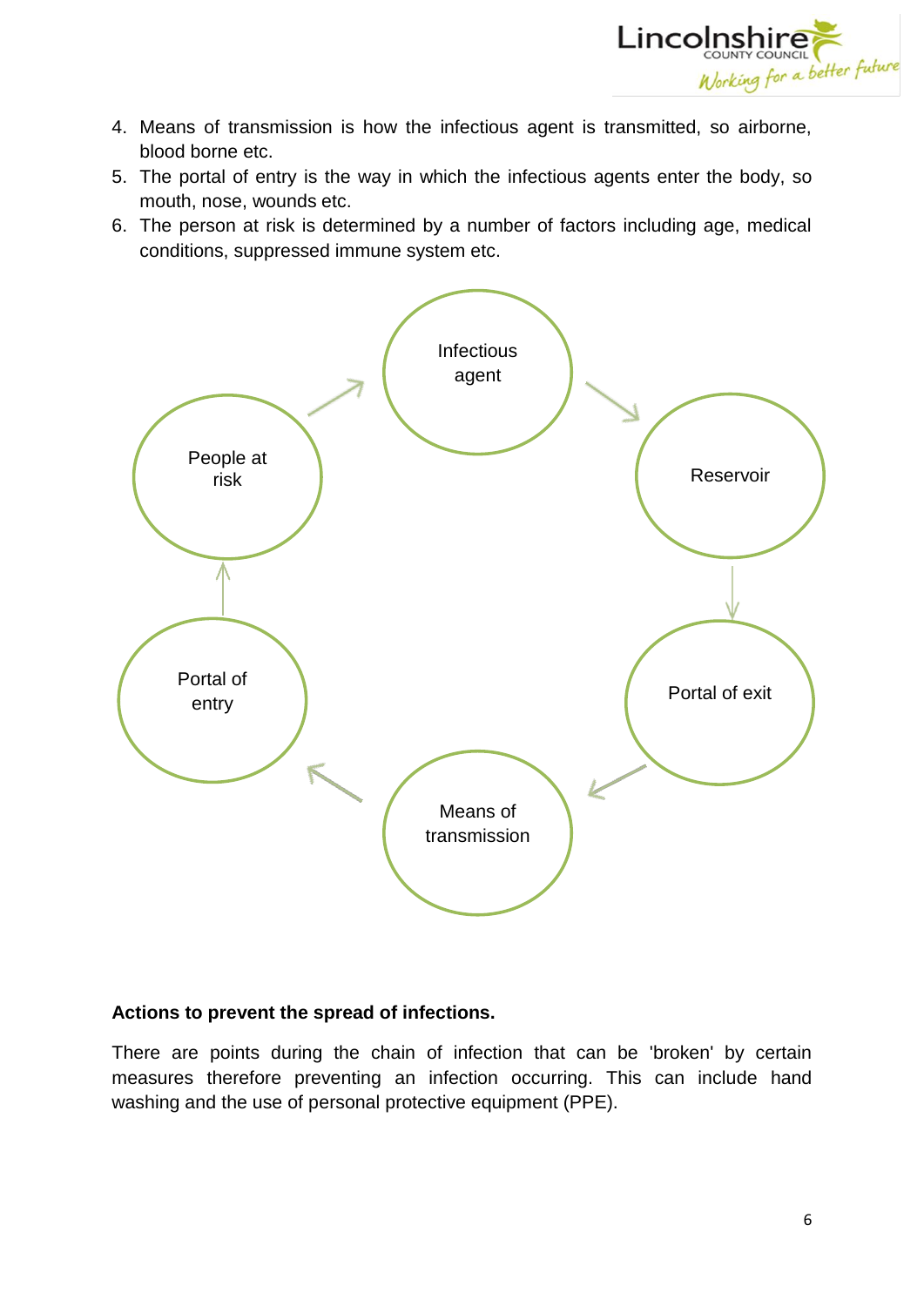4. Means of transmission is how the infectious agent is transmitted, so airborne, blood borne etc.
5. The portal of entry is the way in which the infectious agents enter the body, so mouth, nose, wounds etc.
6. The person at risk is determined by a number of factors including age, medical conditions, suppressed immune system etc.

Infectious agent → Reservoir → Portal of exit → Means of transmission → Portal of entry → People at risk → Infectious agent

**Actions to prevent the spread of infections.**

There are points during the chain of infection that can be 'broken' by certain measures therefore preventing an infection occurring. This can include hand washing and the use of personal protective equipment (PPE).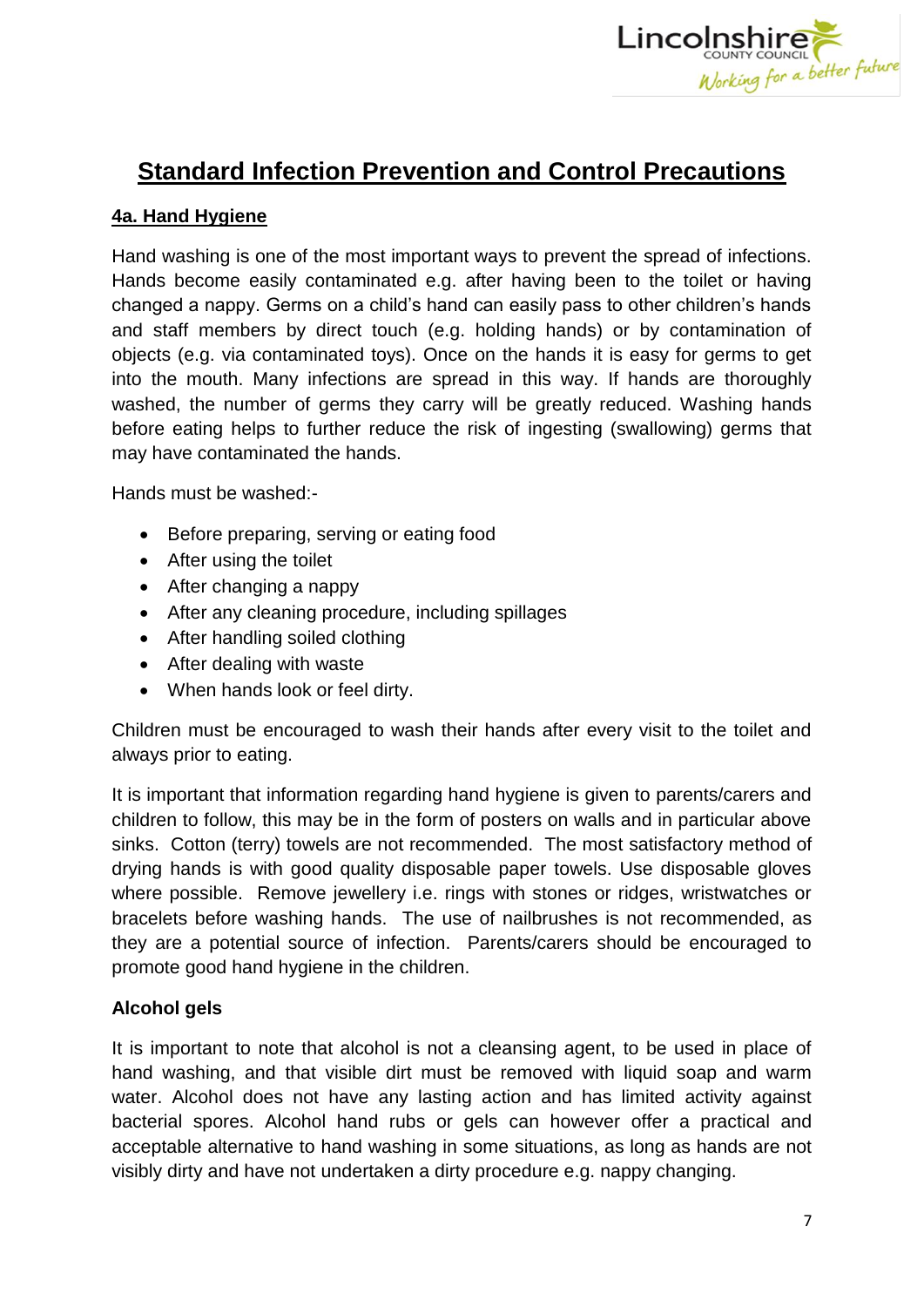# Standard Infection Prevention and Control Precautions

## 4a. Hand Hygiene

Hand washing is one of the most important ways to prevent the spread of infections. Hands become easily contaminated e.g. after having been to the toilet or having changed a nappy. Germs on a child's hand can easily pass to other children's hands and staff members by direct touch (e.g. holding hands) or by contamination of objects (e.g. via contaminated toys). Once on the hands it is easy for germs to get into the mouth. Many infections are spread in this way. If hands are thoroughly washed, the number of germs they carry will be greatly reduced. Washing hands before eating helps to further reduce the risk of ingesting (swallowing) germs that may have contaminated the hands.

Hands must be washed:-

- Before preparing, serving or eating food
- After using the toilet
- After changing a nappy
- After any cleaning procedure, including spillages
- After handling soiled clothing
- After dealing with waste
- When hands look or feel dirty.

Children must be encouraged to wash their hands after every visit to the toilet and always prior to eating.

It is important that information regarding hand hygiene is given to parents/carers and children to follow, this may be in the form of posters on walls and in particular above sinks. Cotton (terry) towels are not recommended. The most satisfactory method of drying hands is with good quality disposable paper towels. Use disposable gloves where possible. Remove jewellery i.e. rings with stones or ridges, wristwatches or bracelets before washing hands. The use of nailbrushes is not recommended, as they are a potential source of infection. Parents/carers should be encouraged to promote good hand hygiene in the children.

### Alcohol gels

It is important to note that alcohol is not a cleansing agent, to be used in place of hand washing, and that visible dirt must be removed with liquid soap and warm water. Alcohol does not have any lasting action and has limited activity against bacterial spores. Alcohol hand rubs or gels can however offer a practical and acceptable alternative to hand washing in some situations, as long as hands are not visibly dirty and have not undertaken a dirty procedure e.g. nappy changing.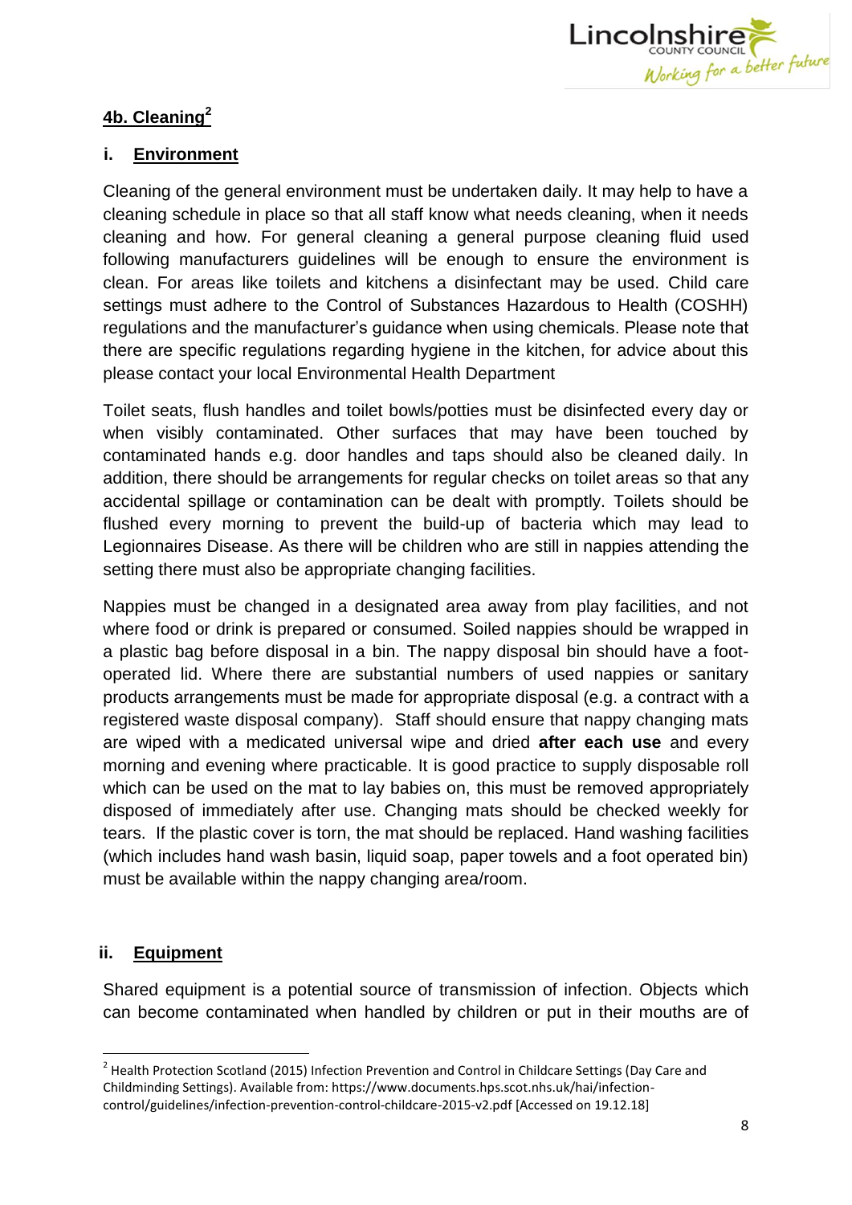## 4b. Cleaning[2]

### i. Environment

Cleaning of the general environment must be undertaken daily. It may help to have a cleaning schedule in place so that all staff know what needs cleaning, when it needs cleaning and how. For general cleaning a general purpose cleaning fluid used following manufacturers guidelines will be enough to ensure the environment is clean. For areas like toilets and kitchens a disinfectant may be used. Child care settings must adhere to the Control of Substances Hazardous to Health (COSHH) regulations and the manufacturer's guidance when using chemicals. Please note that there are specific regulations regarding hygiene in the kitchen, for advice about this please contact your local Environmental Health Department

Toilet seats, flush handles and toilet bowls/potties must be disinfected every day or when visibly contaminated. Other surfaces that may have been touched by contaminated hands e.g. door handles and taps should also be cleaned daily. In addition, there should be arrangements for regular checks on toilet areas so that any accidental spillage or contamination can be dealt with promptly. Toilets should be flushed every morning to prevent the build-up of bacteria which may lead to Legionnaires Disease. As there will be children who are still in nappies attending the setting there must also be appropriate changing facilities.

Nappies must be changed in a designated area away from play facilities, and not where food or drink is prepared or consumed. Soiled nappies should be wrapped in a plastic bag before disposal in a bin. The nappy disposal bin should have a foot-operated lid. Where there are substantial numbers of used nappies or sanitary products arrangements must be made for appropriate disposal (e.g. a contract with a registered waste disposal company). Staff should ensure that nappy changing mats are wiped with a medicated universal wipe and dried **after each use** and every morning and evening where practicable. It is good practice to supply disposable roll which can be used on the mat to lay babies on, this must be removed appropriately disposed of immediately after use. Changing mats should be checked weekly for tears. If the plastic cover is torn, the mat should be replaced. Hand washing facilities (which includes hand wash basin, liquid soap, paper towels and a foot operated bin) must be available within the nappy changing area/room.

### ii. Equipment

Shared equipment is a potential source of transmission of infection. Objects which can become contaminated when handled by children or put in their mouths are of

---

[2] Health Protection Scotland (2015) Infection Prevention and Control in Childcare Settings (Day Care and Childminding Settings). Available from: https://www.documents.hps.scot.nhs.uk/hai/infection-control/guidelines/infection-prevention-control-childcare-2015-v2.pdf [Accessed on 19.12.18]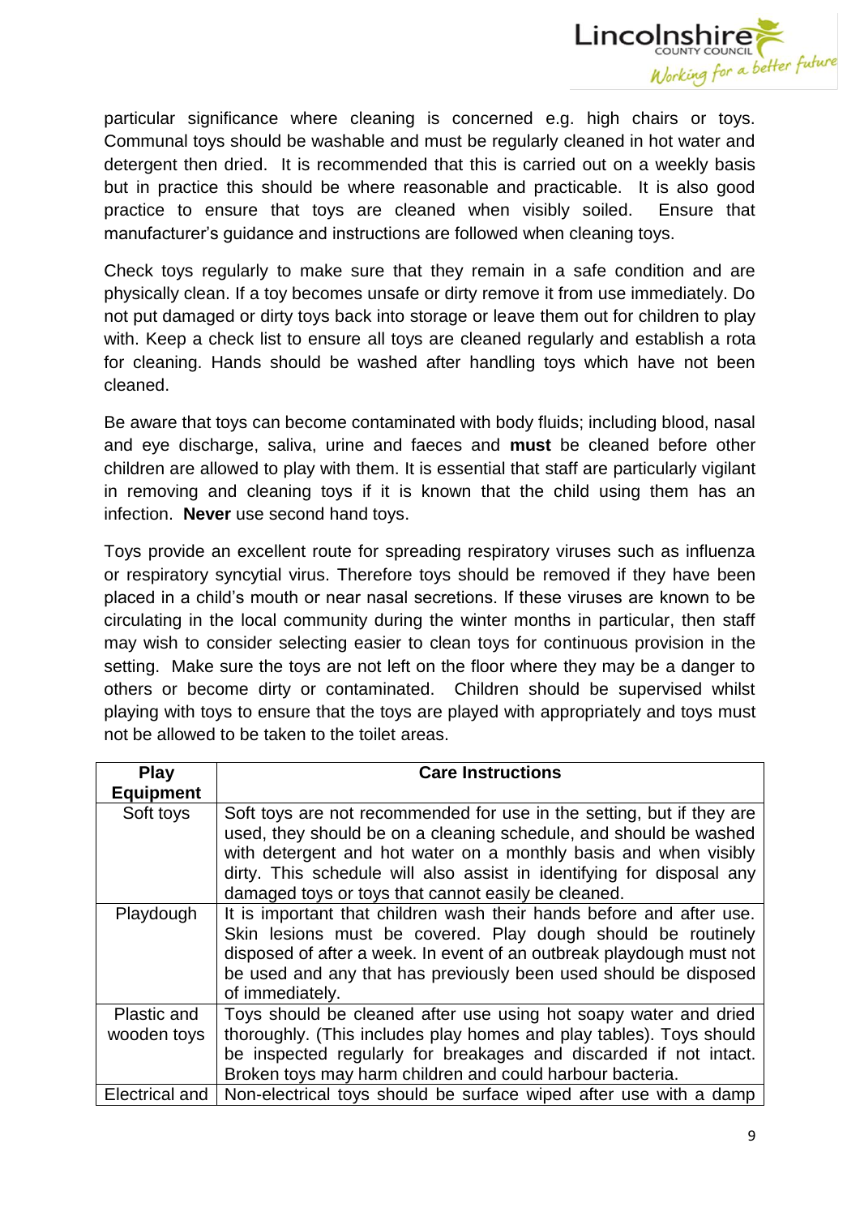particular significance where cleaning is concerned e.g. high chairs or toys. Communal toys should be washable and must be regularly cleaned in hot water and detergent then dried. It is recommended that this is carried out on a weekly basis but in practice this should be where reasonable and practicable. It is also good practice to ensure that toys are cleaned when visibly soiled. Ensure that manufacturer's guidance and instructions are followed when cleaning toys.

Check toys regularly to make sure that they remain in a safe condition and are physically clean. If a toy becomes unsafe or dirty remove it from use immediately. Do not put damaged or dirty toys back into storage or leave them out for children to play with. Keep a check list to ensure all toys are cleaned regularly and establish a rota for cleaning. Hands should be washed after handling toys which have not been cleaned.

Be aware that toys can become contaminated with body fluids; including blood, nasal and eye discharge, saliva, urine and faeces and **must** be cleaned before other children are allowed to play with them. It is essential that staff are particularly vigilant in removing and cleaning toys if it is known that the child using them has an infection. **Never** use second hand toys.

Toys provide an excellent route for spreading respiratory viruses such as influenza or respiratory syncytial virus. Therefore toys should be removed if they have been placed in a child's mouth or near nasal secretions. If these viruses are known to be circulating in the local community during the winter months in particular, then staff may wish to consider selecting easier to clean toys for continuous provision in the setting. Make sure the toys are not left on the floor where they may be a danger to others or become dirty or contaminated. Children should be supervised whilst playing with toys to ensure that the toys are played with appropriately and toys must not be allowed to be taken to the toilet areas.

| Play Equipment | Care Instructions |
|---|---|
| Soft toys | Soft toys are not recommended for use in the setting, but if they are used, they should be on a cleaning schedule, and should be washed with detergent and hot water on a monthly basis and when visibly dirty. This schedule will also assist in identifying for disposal any damaged toys or toys that cannot easily be cleaned. |
| Playdough | It is important that children wash their hands before and after use. Skin lesions must be covered. Play dough should be routinely disposed of after a week. In event of an outbreak playdough must not be used and any that has previously been used should be disposed of immediately. |
| Plastic and wooden toys | Toys should be cleaned after use using hot soapy water and dried thoroughly. (This includes play homes and play tables). Toys should be inspected regularly for breakages and discarded if not intact. Broken toys may harm children and could harbour bacteria. |
| Electrical and | Non-electrical toys should be surface wiped after use with a damp |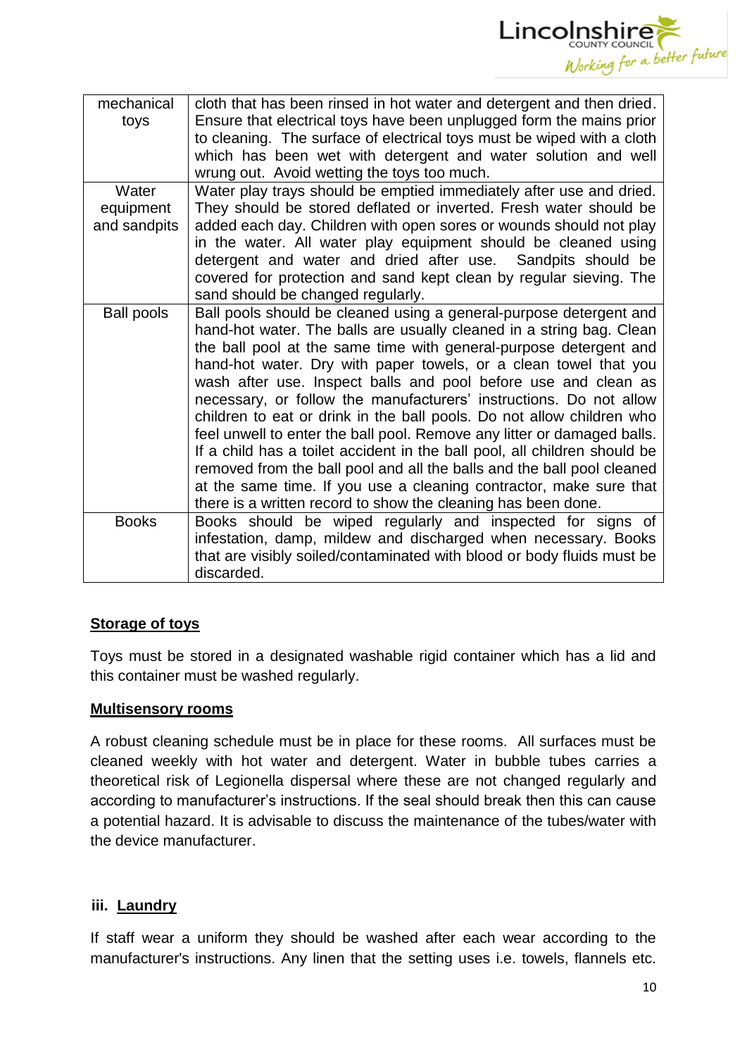| | |
|---|---|
| mechanical toys | cloth that has been rinsed in hot water and detergent and then dried. Ensure that electrical toys have been unplugged form the mains prior to cleaning. The surface of electrical toys must be wiped with a cloth which has been wet with detergent and water solution and well wrung out. Avoid wetting the toys too much. |
| Water equipment and sandpits | Water play trays should be emptied immediately after use and dried. They should be stored deflated or inverted. Fresh water should be added each day. Children with open sores or wounds should not play in the water. All water play equipment should be cleaned using detergent and water and dried after use. Sandpits should be covered for protection and sand kept clean by regular sieving. The sand should be changed regularly. |
| Ball pools | Ball pools should be cleaned using a general-purpose detergent and hand-hot water. The balls are usually cleaned in a string bag. Clean the ball pool at the same time with general-purpose detergent and hand-hot water. Dry with paper towels, or a clean towel that you wash after use. Inspect balls and pool before use and clean as necessary, or follow the manufacturers' instructions. Do not allow children to eat or drink in the ball pools. Do not allow children who feel unwell to enter the ball pool. Remove any litter or damaged balls. If a child has a toilet accident in the ball pool, all children should be removed from the ball pool and all the balls and the ball pool cleaned at the same time. If you use a cleaning contractor, make sure that there is a written record to show the cleaning has been done. |
| Books | Books should be wiped regularly and inspected for signs of infestation, damp, mildew and discharged when necessary. Books that are visibly soiled/contaminated with blood or body fluids must be discarded. |

**Storage of toys**

Toys must be stored in a designated washable rigid container which has a lid and this container must be washed regularly.

**Multisensory rooms**

A robust cleaning schedule must be in place for these rooms. All surfaces must be cleaned weekly with hot water and detergent. Water in bubble tubes carries a theoretical risk of Legionella dispersal where these are not changed regularly and according to manufacturer's instructions. If the seal should break then this can cause a potential hazard. It is advisable to discuss the maintenance of the tubes/water with the device manufacturer.

### iii. Laundry

If staff wear a uniform they should be washed after each wear according to the manufacturer's instructions. Any linen that the setting uses i.e. towels, flannels etc.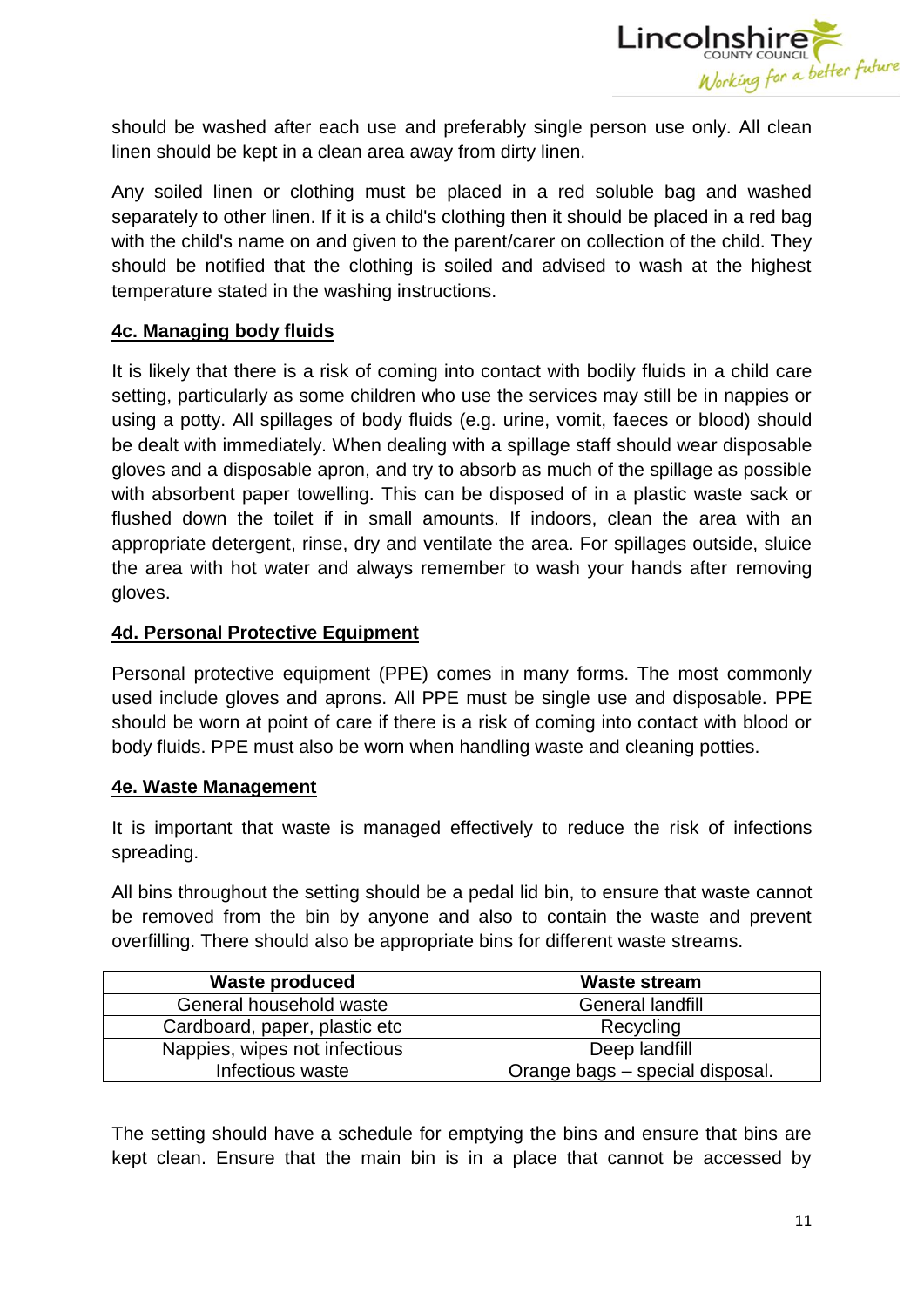should be washed after each use and preferably single person use only. All clean linen should be kept in a clean area away from dirty linen.

Any soiled linen or clothing must be placed in a red soluble bag and washed separately to other linen. If it is a child's clothing then it should be placed in a red bag with the child's name on and given to the parent/carer on collection of the child. They should be notified that the clothing is soiled and advised to wash at the highest temperature stated in the washing instructions.

### 4c. Managing body fluids

It is likely that there is a risk of coming into contact with bodily fluids in a child care setting, particularly as some children who use the services may still be in nappies or using a potty. All spillages of body fluids (e.g. urine, vomit, faeces or blood) should be dealt with immediately. When dealing with a spillage staff should wear disposable gloves and a disposable apron, and try to absorb as much of the spillage as possible with absorbent paper towelling. This can be disposed of in a plastic waste sack or flushed down the toilet if in small amounts. If indoors, clean the area with an appropriate detergent, rinse, dry and ventilate the area. For spillages outside, sluice the area with hot water and always remember to wash your hands after removing gloves.

### 4d. Personal Protective Equipment

Personal protective equipment (PPE) comes in many forms. The most commonly used include gloves and aprons. All PPE must be single use and disposable. PPE should be worn at point of care if there is a risk of coming into contact with blood or body fluids. PPE must also be worn when handling waste and cleaning potties.

### 4e. Waste Management

It is important that waste is managed effectively to reduce the risk of infections spreading.

All bins throughout the setting should be a pedal lid bin, to ensure that waste cannot be removed from the bin by anyone and also to contain the waste and prevent overfilling. There should also be appropriate bins for different waste streams.

| Waste produced | Waste stream |
|---|---|
| General household waste | General landfill |
| Cardboard, paper, plastic etc | Recycling |
| Nappies, wipes not infectious | Deep landfill |
| Infectious waste | Orange bags – special disposal. |

The setting should have a schedule for emptying the bins and ensure that bins are kept clean. Ensure that the main bin is in a place that cannot be accessed by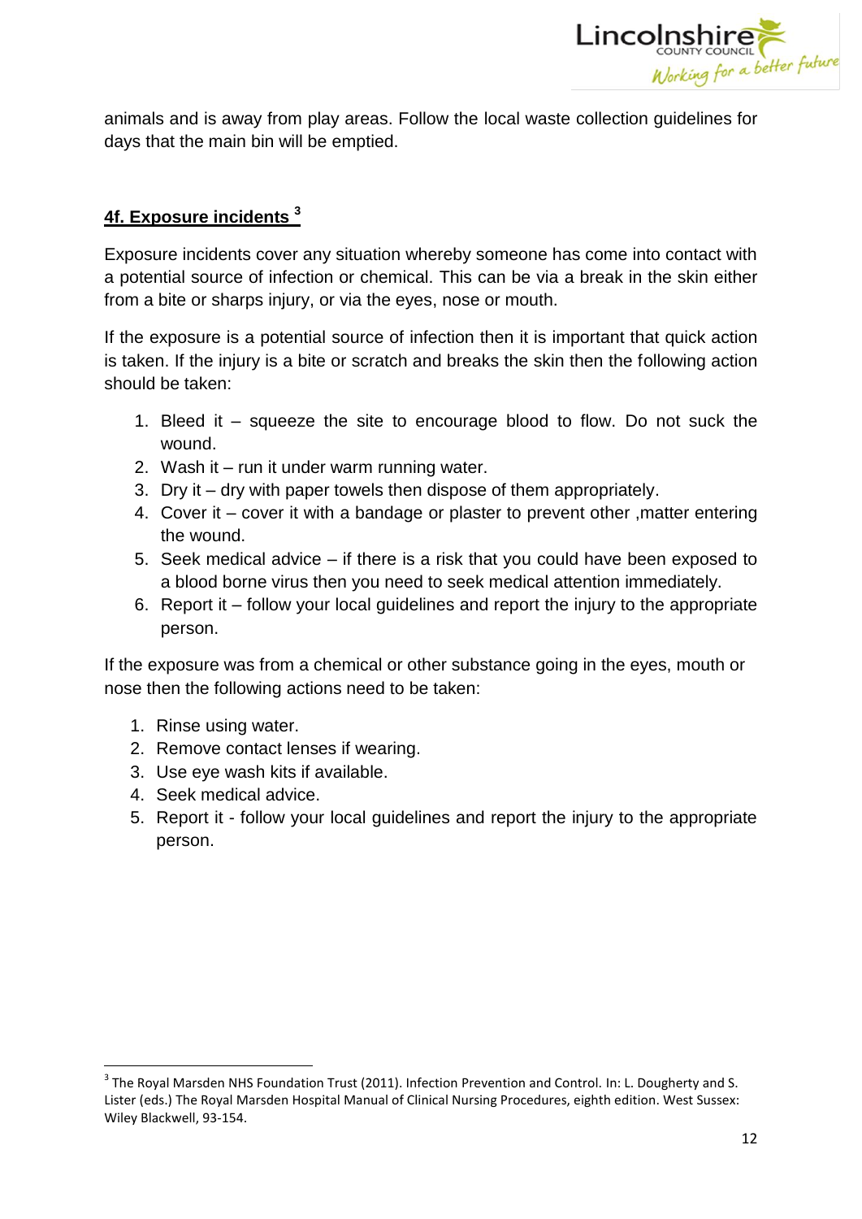animals and is away from play areas. Follow the local waste collection guidelines for days that the main bin will be emptied.

## 4f. Exposure incidents [3]

Exposure incidents cover any situation whereby someone has come into contact with a potential source of infection or chemical. This can be via a break in the skin either from a bite or sharps injury, or via the eyes, nose or mouth.

If the exposure is a potential source of infection then it is important that quick action is taken. If the injury is a bite or scratch and breaks the skin then the following action should be taken:

1. Bleed it – squeeze the site to encourage blood to flow. Do not suck the wound.
2. Wash it – run it under warm running water.
3. Dry it – dry with paper towels then dispose of them appropriately.
4. Cover it – cover it with a bandage or plaster to prevent other ,matter entering the wound.
5. Seek medical advice – if there is a risk that you could have been exposed to a blood borne virus then you need to seek medical attention immediately.
6. Report it – follow your local guidelines and report the injury to the appropriate person.

If the exposure was from a chemical or other substance going in the eyes, mouth or nose then the following actions need to be taken:

1. Rinse using water.
2. Remove contact lenses if wearing.
3. Use eye wash kits if available.
4. Seek medical advice.
5. Report it - follow your local guidelines and report the injury to the appropriate person.

---

[3] The Royal Marsden NHS Foundation Trust (2011). Infection Prevention and Control. In: L. Dougherty and S. Lister (eds.) The Royal Marsden Hospital Manual of Clinical Nursing Procedures, eighth edition. West Sussex: Wiley Blackwell, 93-154.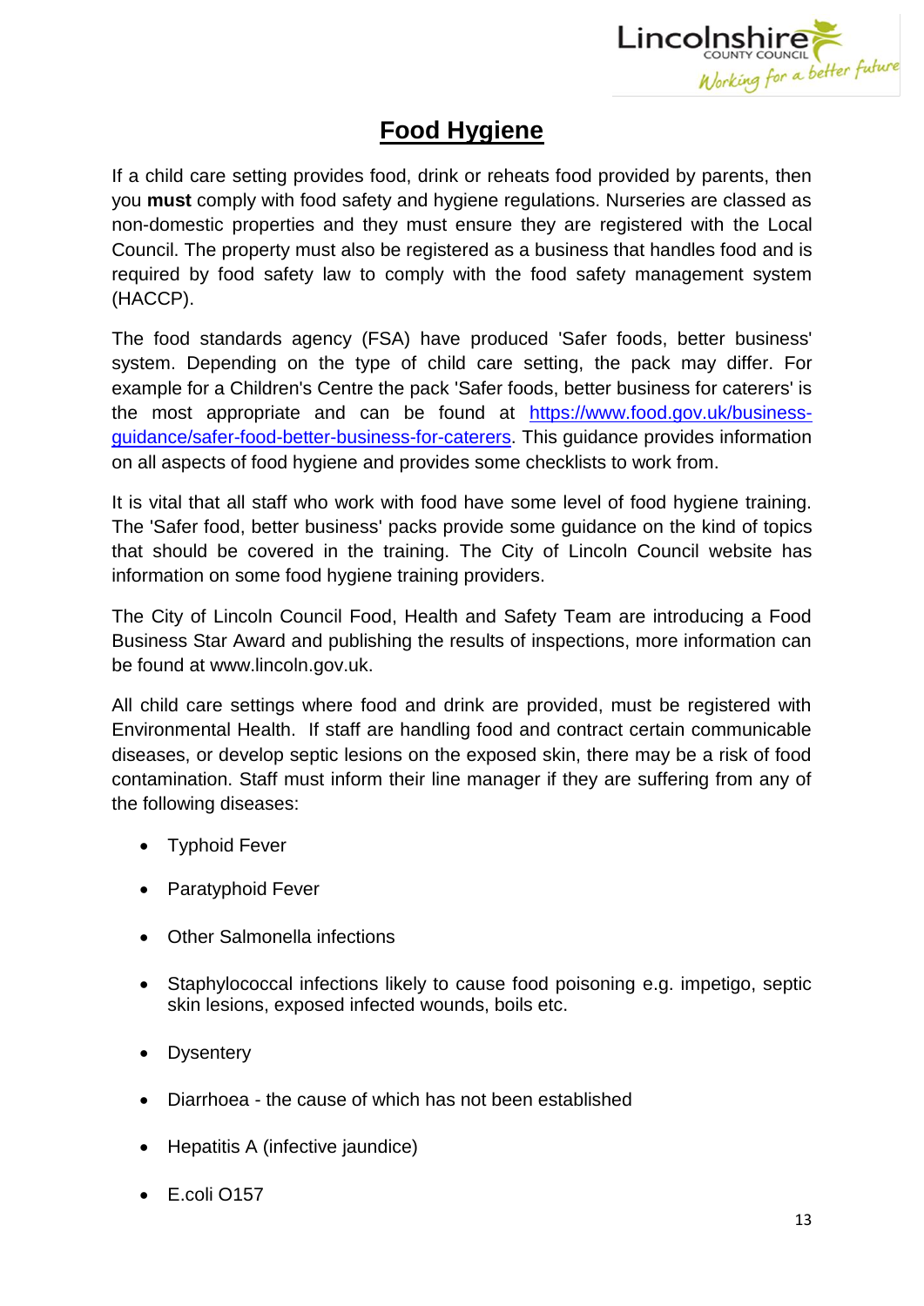# Food Hygiene

If a child care setting provides food, drink or reheats food provided by parents, then you **must** comply with food safety and hygiene regulations. Nurseries are classed as non-domestic properties and they must ensure they are registered with the Local Council. The property must also be registered as a business that handles food and is required by food safety law to comply with the food safety management system (HACCP).

The food standards agency (FSA) have produced 'Safer foods, better business' system. Depending on the type of child care setting, the pack may differ. For example for a Children's Centre the pack 'Safer foods, better business for caterers' is the most appropriate and can be found at [https://www.food.gov.uk/business-guidance/safer-food-better-business-for-caterers](https://www.food.gov.uk/business-guidance/safer-food-better-business-for-caterers). This guidance provides information on all aspects of food hygiene and provides some checklists to work from.

It is vital that all staff who work with food have some level of food hygiene training. The 'Safer food, better business' packs provide some guidance on the kind of topics that should be covered in the training. The City of Lincoln Council website has information on some food hygiene training providers.

The City of Lincoln Council Food, Health and Safety Team are introducing a Food Business Star Award and publishing the results of inspections, more information can be found at www.lincoln.gov.uk.

All child care settings where food and drink are provided, must be registered with Environmental Health. If staff are handling food and contract certain communicable diseases, or develop septic lesions on the exposed skin, there may be a risk of food contamination. Staff must inform their line manager if they are suffering from any of the following diseases:

- Typhoid Fever
- Paratyphoid Fever
- Other Salmonella infections
- Staphylococcal infections likely to cause food poisoning e.g. impetigo, septic skin lesions, exposed infected wounds, boils etc.
- Dysentery
- Diarrhoea - the cause of which has not been established
- Hepatitis A (infective jaundice)
- E.coli O157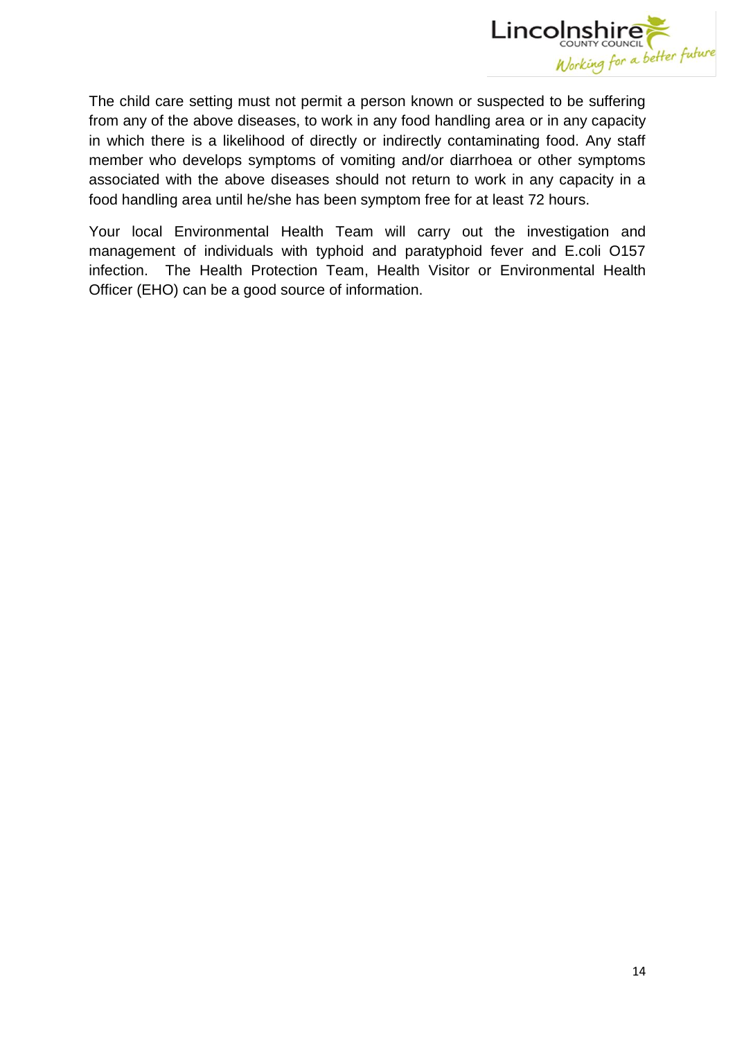The child care setting must not permit a person known or suspected to be suffering from any of the above diseases, to work in any food handling area or in any capacity in which there is a likelihood of directly or indirectly contaminating food. Any staff member who develops symptoms of vomiting and/or diarrhoea or other symptoms associated with the above diseases should not return to work in any capacity in a food handling area until he/she has been symptom free for at least 72 hours.

Your local Environmental Health Team will carry out the investigation and management of individuals with typhoid and paratyphoid fever and E.coli O157 infection. The Health Protection Team, Health Visitor or Environmental Health Officer (EHO) can be a good source of information.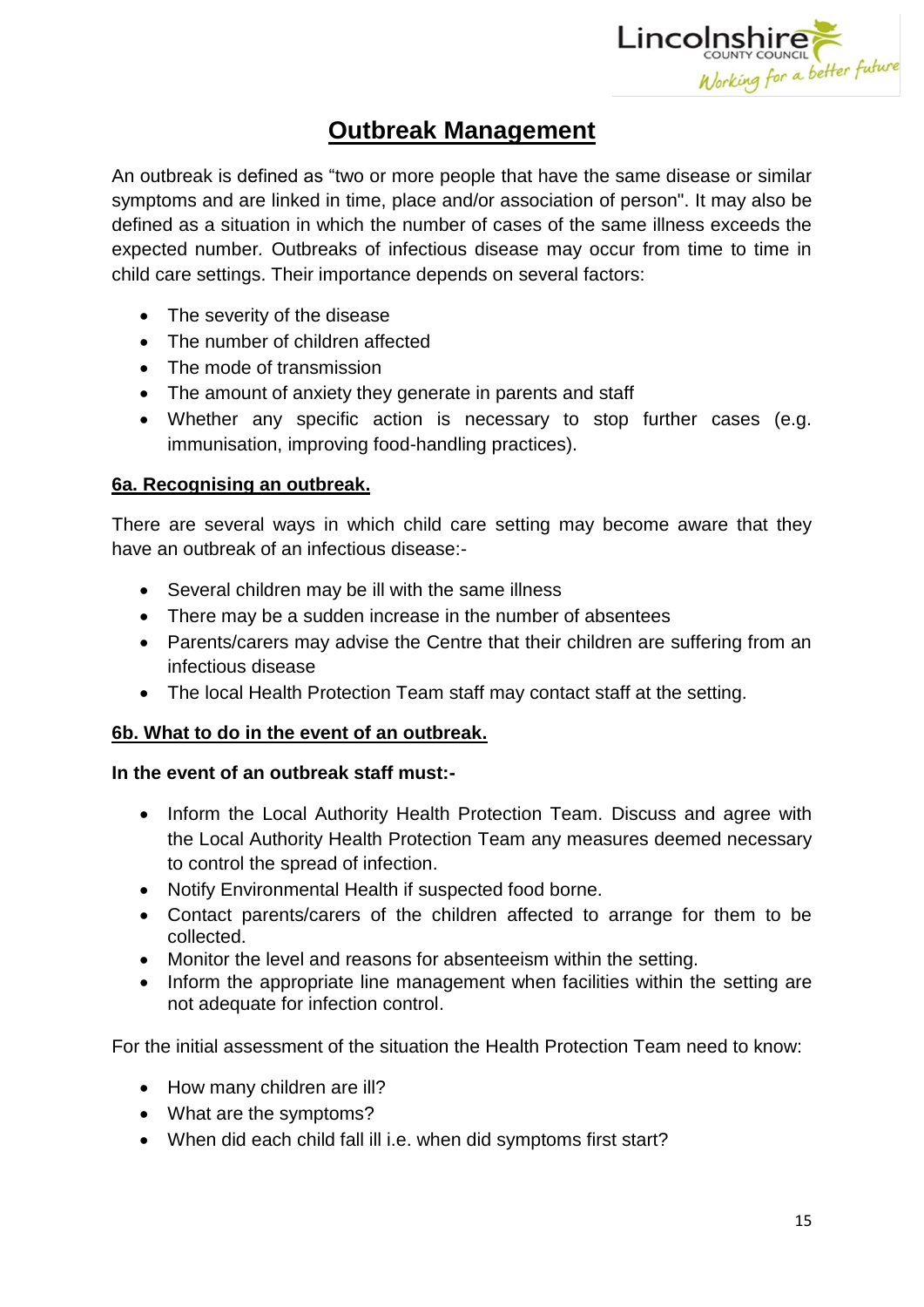# Outbreak Management

An outbreak is defined as "two or more people that have the same disease or similar symptoms and are linked in time, place and/or association of person". It may also be defined as a situation in which the number of cases of the same illness exceeds the expected number. Outbreaks of infectious disease may occur from time to time in child care settings. Their importance depends on several factors:

- The severity of the disease
- The number of children affected
- The mode of transmission
- The amount of anxiety they generate in parents and staff
- Whether any specific action is necessary to stop further cases (e.g. immunisation, improving food-handling practices).

## 6a. Recognising an outbreak.

There are several ways in which child care setting may become aware that they have an outbreak of an infectious disease:-

- Several children may be ill with the same illness
- There may be a sudden increase in the number of absentees
- Parents/carers may advise the Centre that their children are suffering from an infectious disease
- The local Health Protection Team staff may contact staff at the setting.

## 6b. What to do in the event of an outbreak.

**In the event of an outbreak staff must:-**

- Inform the Local Authority Health Protection Team. Discuss and agree with the Local Authority Health Protection Team any measures deemed necessary to control the spread of infection.
- Notify Environmental Health if suspected food borne.
- Contact parents/carers of the children affected to arrange for them to be collected.
- Monitor the level and reasons for absenteeism within the setting.
- Inform the appropriate line management when facilities within the setting are not adequate for infection control.

For the initial assessment of the situation the Health Protection Team need to know:

- How many children are ill?
- What are the symptoms?
- When did each child fall ill i.e. when did symptoms first start?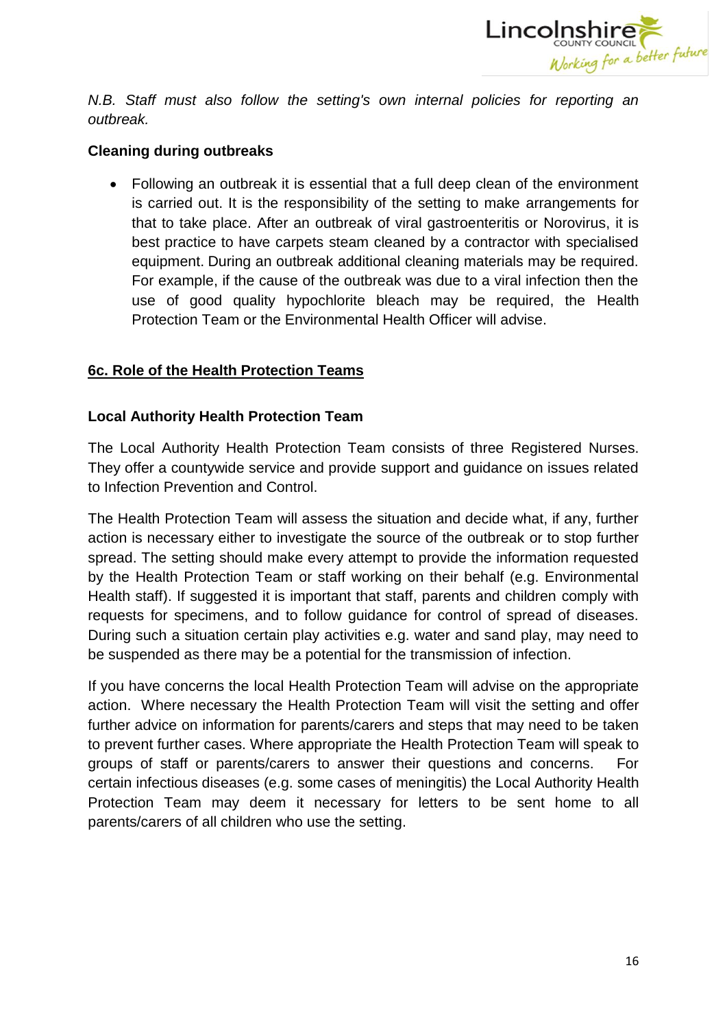*N.B. Staff must also follow the setting's own internal policies for reporting an outbreak.*

**Cleaning during outbreaks**

- Following an outbreak it is essential that a full deep clean of the environment is carried out. It is the responsibility of the setting to make arrangements for that to take place. After an outbreak of viral gastroenteritis or Norovirus, it is best practice to have carpets steam cleaned by a contractor with specialised equipment. During an outbreak additional cleaning materials may be required. For example, if the cause of the outbreak was due to a viral infection then the use of good quality hypochlorite bleach may be required, the Health Protection Team or the Environmental Health Officer will advise.

## 6c. Role of the Health Protection Teams

**Local Authority Health Protection Team**

The Local Authority Health Protection Team consists of three Registered Nurses. They offer a countywide service and provide support and guidance on issues related to Infection Prevention and Control.

The Health Protection Team will assess the situation and decide what, if any, further action is necessary either to investigate the source of the outbreak or to stop further spread. The setting should make every attempt to provide the information requested by the Health Protection Team or staff working on their behalf (e.g. Environmental Health staff). If suggested it is important that staff, parents and children comply with requests for specimens, and to follow guidance for control of spread of diseases. During such a situation certain play activities e.g. water and sand play, may need to be suspended as there may be a potential for the transmission of infection.

If you have concerns the local Health Protection Team will advise on the appropriate action. Where necessary the Health Protection Team will visit the setting and offer further advice on information for parents/carers and steps that may need to be taken to prevent further cases. Where appropriate the Health Protection Team will speak to groups of staff or parents/carers to answer their questions and concerns. For certain infectious diseases (e.g. some cases of meningitis) the Local Authority Health Protection Team may deem it necessary for letters to be sent home to all parents/carers of all children who use the setting.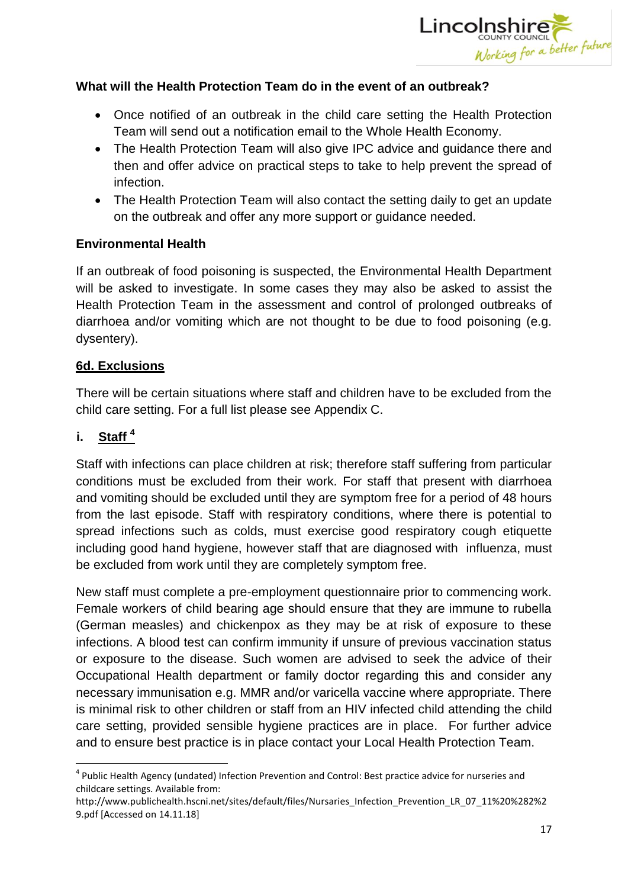**What will the Health Protection Team do in the event of an outbreak?**

- Once notified of an outbreak in the child care setting the Health Protection Team will send out a notification email to the Whole Health Economy.
- The Health Protection Team will also give IPC advice and guidance there and then and offer advice on practical steps to take to help prevent the spread of infection.
- The Health Protection Team will also contact the setting daily to get an update on the outbreak and offer any more support or guidance needed.

**Environmental Health**

If an outbreak of food poisoning is suspected, the Environmental Health Department will be asked to investigate. In some cases they may also be asked to assist the Health Protection Team in the assessment and control of prolonged outbreaks of diarrhoea and/or vomiting which are not thought to be due to food poisoning (e.g. dysentery).

## 6d. Exclusions

There will be certain situations where staff and children have to be excluded from the child care setting. For a full list please see Appendix C.

### i. Staff [4]

Staff with infections can place children at risk; therefore staff suffering from particular conditions must be excluded from their work. For staff that present with diarrhoea and vomiting should be excluded until they are symptom free for a period of 48 hours from the last episode. Staff with respiratory conditions, where there is potential to spread infections such as colds, must exercise good respiratory cough etiquette including good hand hygiene, however staff that are diagnosed with influenza, must be excluded from work until they are completely symptom free.

New staff must complete a pre-employment questionnaire prior to commencing work. Female workers of child bearing age should ensure that they are immune to rubella (German measles) and chickenpox as they may be at risk of exposure to these infections. A blood test can confirm immunity if unsure of previous vaccination status or exposure to the disease. Such women are advised to seek the advice of their Occupational Health department or family doctor regarding this and consider any necessary immunisation e.g. MMR and/or varicella vaccine where appropriate. There is minimal risk to other children or staff from an HIV infected child attending the child care setting, provided sensible hygiene practices are in place. For further advice and to ensure best practice is in place contact your Local Health Protection Team.

---

[4] Public Health Agency (undated) Infection Prevention and Control: Best practice advice for nurseries and childcare settings. Available from: http://www.publichealth.hscni.net/sites/default/files/Nursaries_Infection_Prevention_LR_07_11%20%282%29.pdf [Accessed on 14.11.18]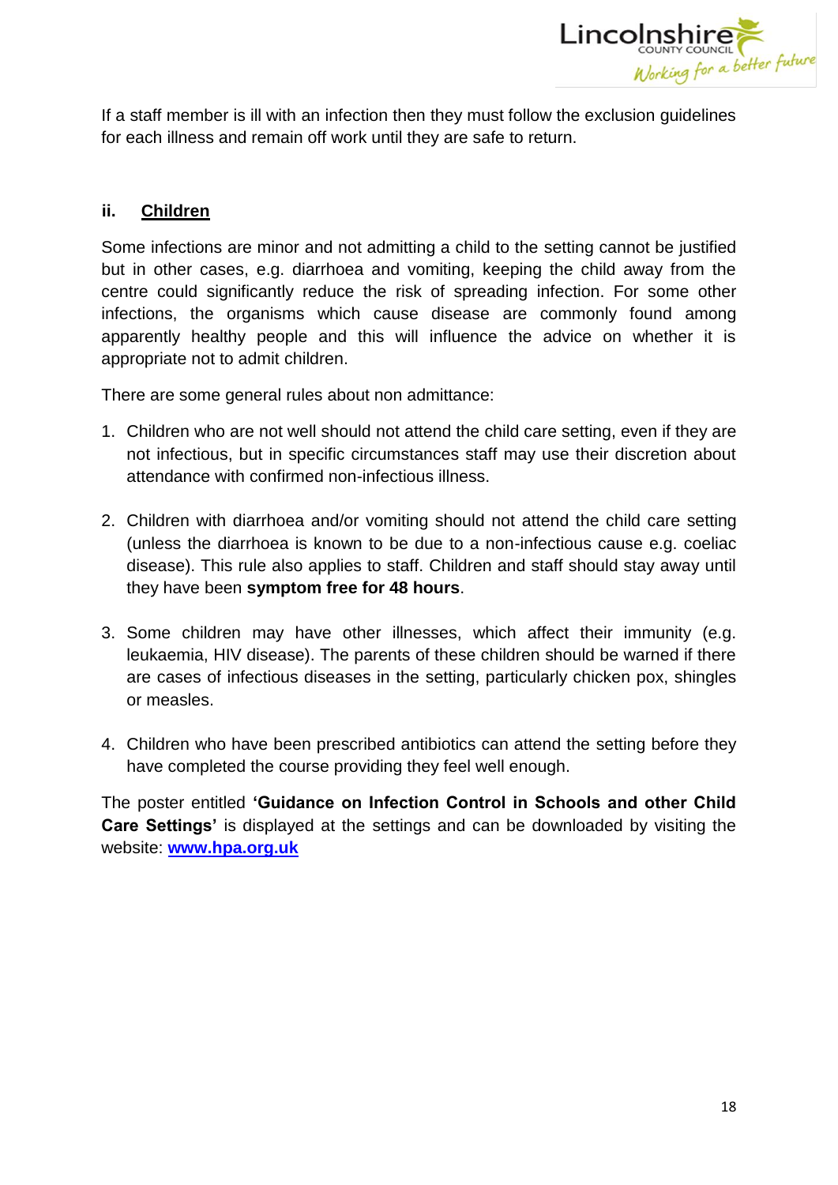If a staff member is ill with an infection then they must follow the exclusion guidelines for each illness and remain off work until they are safe to return.

### ii. Children

Some infections are minor and not admitting a child to the setting cannot be justified but in other cases, e.g. diarrhoea and vomiting, keeping the child away from the centre could significantly reduce the risk of spreading infection. For some other infections, the organisms which cause disease are commonly found among apparently healthy people and this will influence the advice on whether it is appropriate not to admit children.

There are some general rules about non admittance:

1. Children who are not well should not attend the child care setting, even if they are not infectious, but in specific circumstances staff may use their discretion about attendance with confirmed non-infectious illness.

2. Children with diarrhoea and/or vomiting should not attend the child care setting (unless the diarrhoea is known to be due to a non-infectious cause e.g. coeliac disease). This rule also applies to staff. Children and staff should stay away until they have been **symptom free for 48 hours**.

3. Some children may have other illnesses, which affect their immunity (e.g. leukaemia, HIV disease). The parents of these children should be warned if there are cases of infectious diseases in the setting, particularly chicken pox, shingles or measles.

4. Children who have been prescribed antibiotics can attend the setting before they have completed the course providing they feel well enough.

The poster entitled **'Guidance on Infection Control in Schools and other Child Care Settings'** is displayed at the settings and can be downloaded by visiting the website: **www.hpa.org.uk**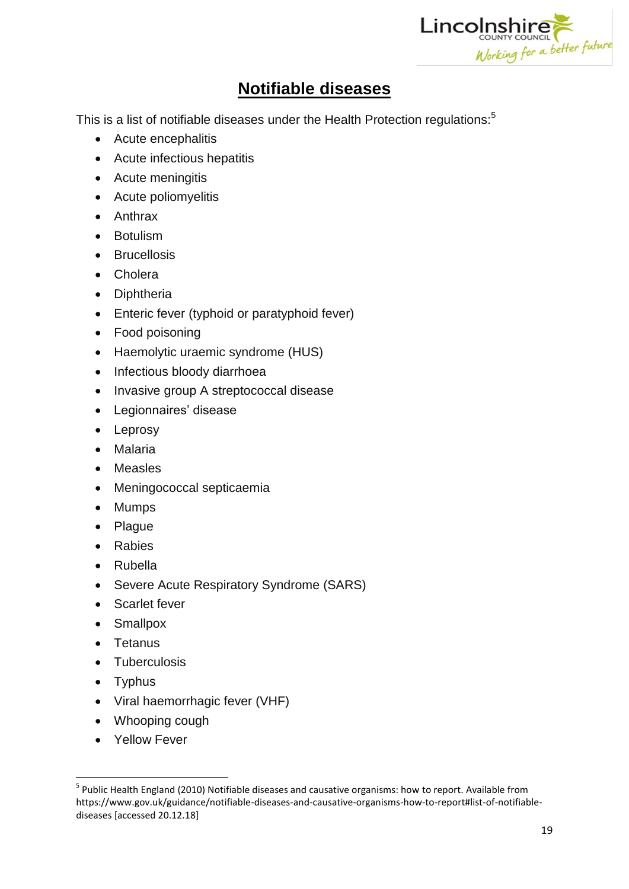# Notifiable diseases

This is a list of notifiable diseases under the Health Protection regulations:[5]

- Acute encephalitis
- Acute infectious hepatitis
- Acute meningitis
- Acute poliomyelitis
- Anthrax
- Botulism
- Brucellosis
- Cholera
- Diphtheria
- Enteric fever (typhoid or paratyphoid fever)
- Food poisoning
- Haemolytic uraemic syndrome (HUS)
- Infectious bloody diarrhoea
- Invasive group A streptococcal disease
- Legionnaires' disease
- Leprosy
- Malaria
- Measles
- Meningococcal septicaemia
- Mumps
- Plague
- Rabies
- Rubella
- Severe Acute Respiratory Syndrome (SARS)
- Scarlet fever
- Smallpox
- Tetanus
- Tuberculosis
- Typhus
- Viral haemorrhagic fever (VHF)
- Whooping cough
- Yellow Fever

---

[5] Public Health England (2010) Notifiable diseases and causative organisms: how to report. Available from https://www.gov.uk/guidance/notifiable-diseases-and-causative-organisms-how-to-report#list-of-notifiable-diseases [accessed 20.12.18]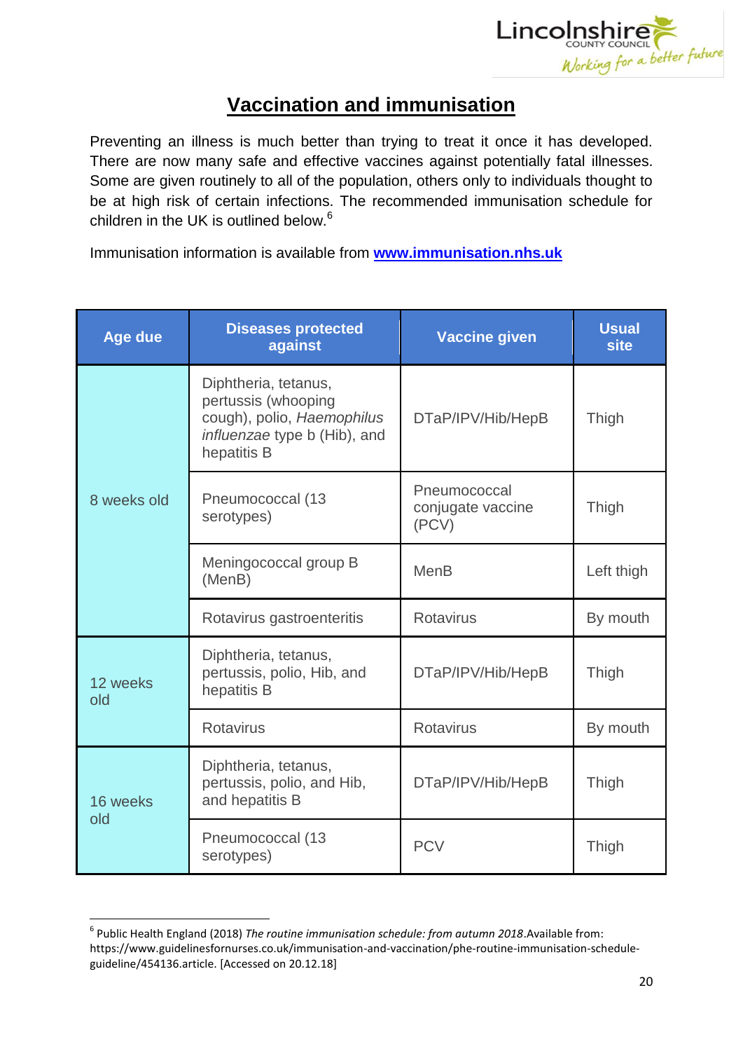# Vaccination and immunisation

Preventing an illness is much better than trying to treat it once it has developed. There are now many safe and effective vaccines against potentially fatal illnesses. Some are given routinely to all of the population, others only to individuals thought to be at high risk of certain infections. The recommended immunisation schedule for children in the UK is outlined below.[6]

Immunisation information is available from **www.immunisation.nhs.uk**

| Age due | Diseases protected against | Vaccine given | Usual site |
|---|---|---|---|
| 8 weeks old | Diphtheria, tetanus, pertussis (whooping cough), polio, *Haemophilus influenzae* type b (Hib), and hepatitis B | DTaP/IPV/Hib/HepB | Thigh |
| | Pneumococcal (13 serotypes) | Pneumococcal conjugate vaccine (PCV) | Thigh |
| | Meningococcal group B (MenB) | MenB | Left thigh |
| | Rotavirus gastroenteritis | Rotavirus | By mouth |
| 12 weeks old | Diphtheria, tetanus, pertussis, polio, Hib, and hepatitis B | DTaP/IPV/Hib/HepB | Thigh |
| | Rotavirus | Rotavirus | By mouth |
| 16 weeks old | Diphtheria, tetanus, pertussis, polio, and Hib, and hepatitis B | DTaP/IPV/Hib/HepB | Thigh |
| | Pneumococcal (13 serotypes) | PCV | Thigh |

[6] Public Health England (2018) *The routine immunisation schedule: from autumn 2018*.Available from: https://www.guidelinesfornurses.co.uk/immunisation-and-vaccination/phe-routine-immunisation-schedule-guideline/454136.article. [Accessed on 20.12.18]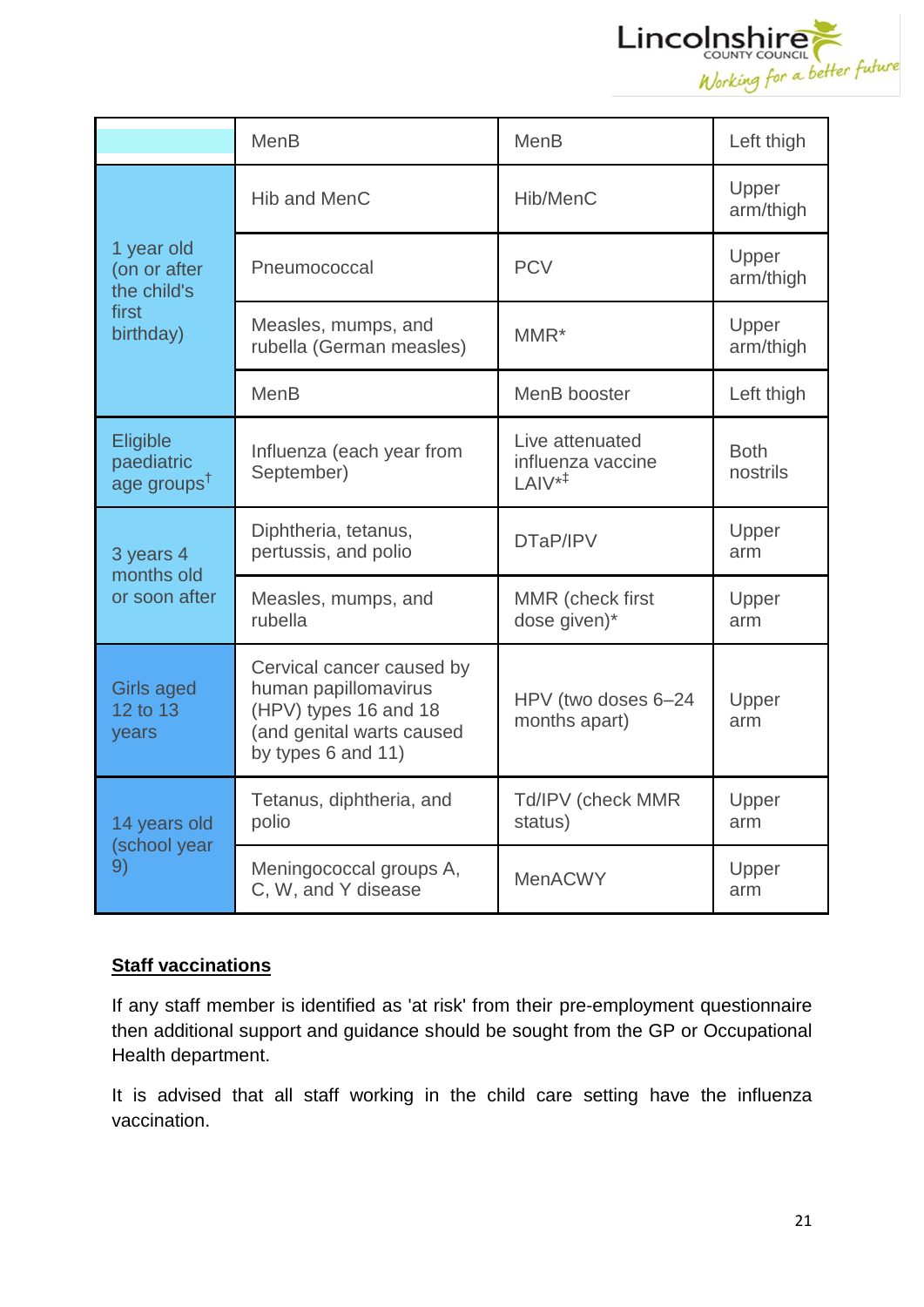| | | | |
|---|---|---|---|
| | MenB | MenB | Left thigh |
| 1 year old (on or after the child's first birthday) | Hib and MenC | Hib/MenC | Upper arm/thigh |
| | Pneumococcal | PCV | Upper arm/thigh |
| | Measles, mumps, and rubella (German measles) | MMR* | Upper arm/thigh |
| | MenB | MenB booster | Left thigh |
| Eligible paediatric age groups† | Influenza (each year from September) | Live attenuated influenza vaccine LAIV*‡ | Both nostrils |
| 3 years 4 months old or soon after | Diphtheria, tetanus, pertussis, and polio | DTaP/IPV | Upper arm |
| | Measles, mumps, and rubella | MMR (check first dose given)* | Upper arm |
| Girls aged 12 to 13 years | Cervical cancer caused by human papillomavirus (HPV) types 16 and 18 (and genital warts caused by types 6 and 11) | HPV (two doses 6–24 months apart) | Upper arm |
| 14 years old (school year 9) | Tetanus, diphtheria, and polio | Td/IPV (check MMR status) | Upper arm |
| | Meningococcal groups A, C, W, and Y disease | MenACWY | Upper arm |

**Staff vaccinations**

If any staff member is identified as 'at risk' from their pre-employment questionnaire then additional support and guidance should be sought from the GP or Occupational Health department.

It is advised that all staff working in the child care setting have the influenza vaccination.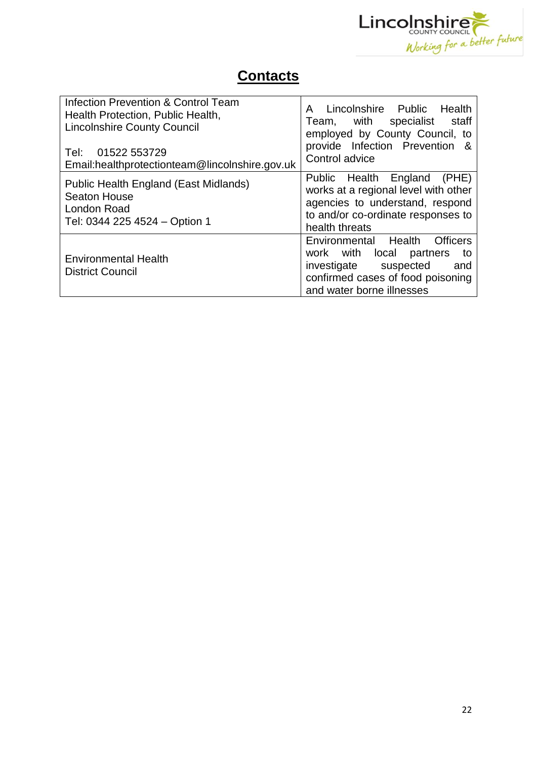# Contacts

| | |
|---|---|
| Infection Prevention & Control Team<br>Health Protection, Public Health,<br>Lincolnshire County Council<br><br>Tel: 01522 553729<br>Email:healthprotectionteam@lincolnshire.gov.uk | A Lincolnshire Public Health Team, with specialist staff employed by County Council, to provide Infection Prevention & Control advice |
| Public Health England (East Midlands)<br>Seaton House<br>London Road<br>Tel: 0344 225 4524 – Option 1 | Public Health England (PHE) works at a regional level with other agencies to understand, respond to and/or co-ordinate responses to health threats |
| Environmental Health<br>District Council | Environmental Health Officers work with local partners to investigate suspected and confirmed cases of food poisoning and water borne illnesses |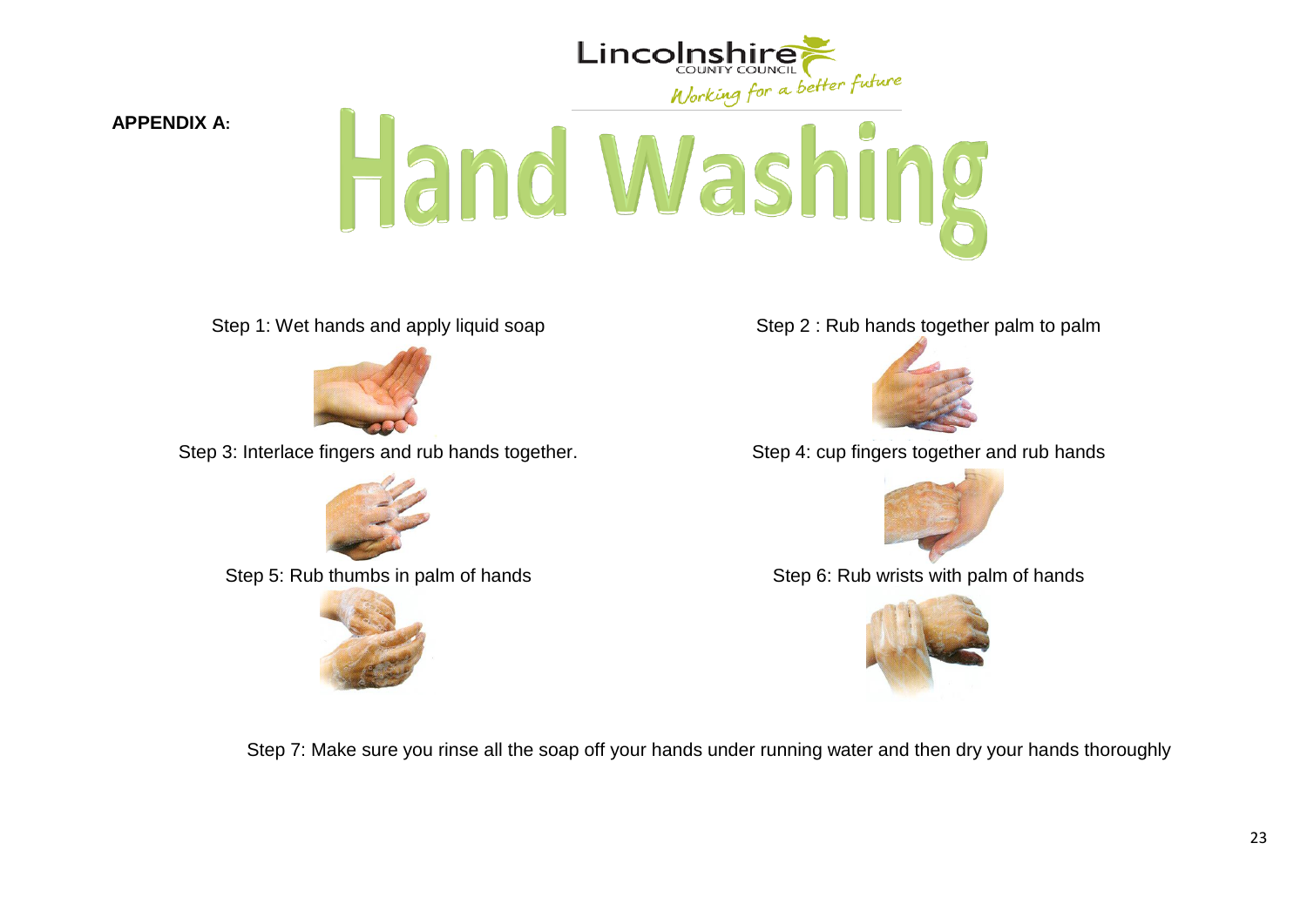**APPENDIX A:**

Lincolnshire COUNTY COUNCIL
*Working for a better future*

# Hand Washing

Step 1: Wet hands and apply liquid soap

Step 2 : Rub hands together palm to palm

Step 3: Interlace fingers and rub hands together.

Step 4: cup fingers together and rub hands

Step 5: Rub thumbs in palm of hands

Step 6: Rub wrists with palm of hands

Step 7: Make sure you rinse all the soap off your hands under running water and then dry your hands thoroughly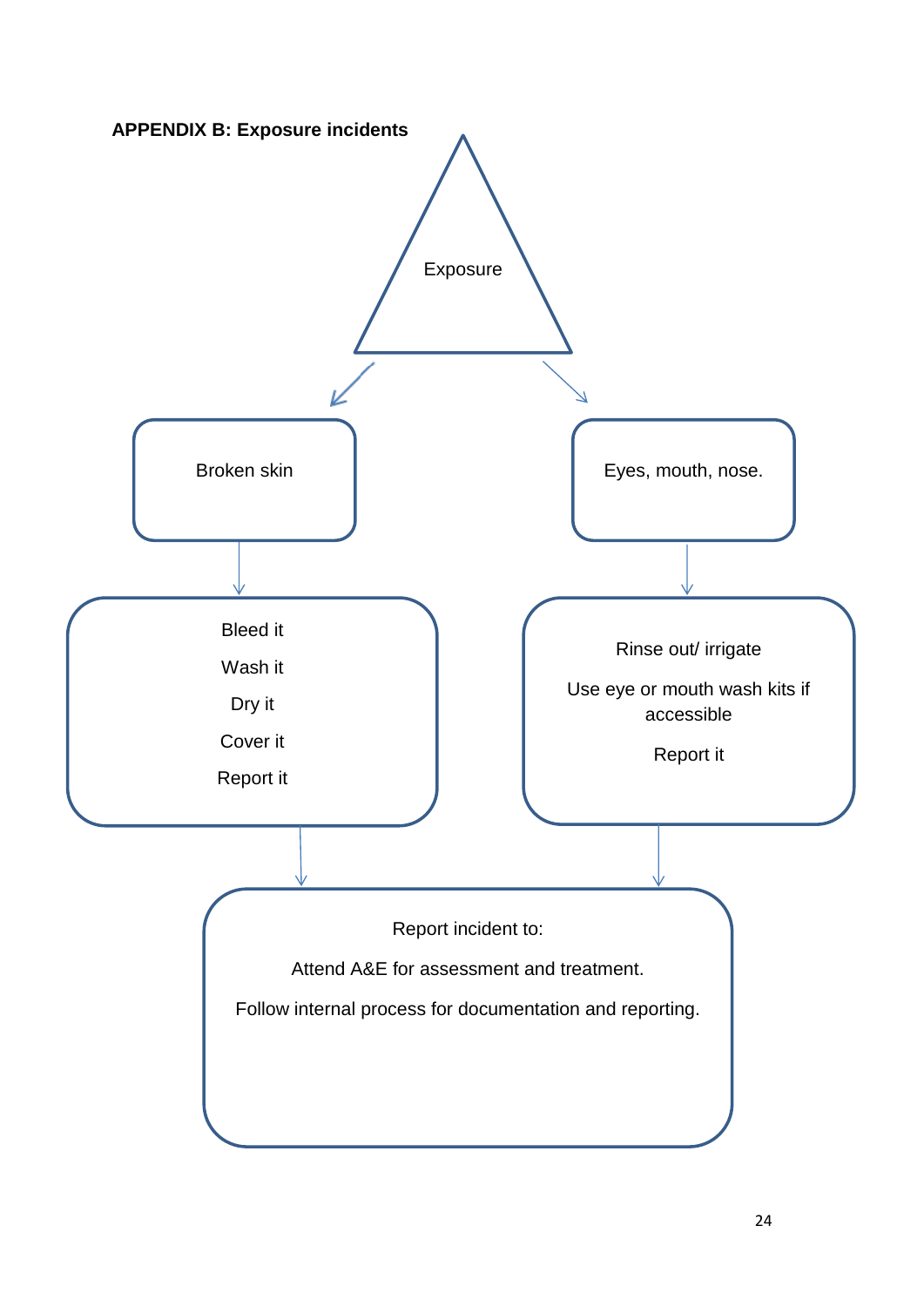**APPENDIX B: Exposure incidents**

Exposure

Broken skin

- Bleed it
- Wash it
- Dry it
- Cover it
- Report it

Eyes, mouth, nose.

- Rinse out/ irrigate
- Use eye or mouth wash kits if accessible
- Report it

Report incident to:

Attend A&E for assessment and treatment.

Follow internal process for documentation and reporting.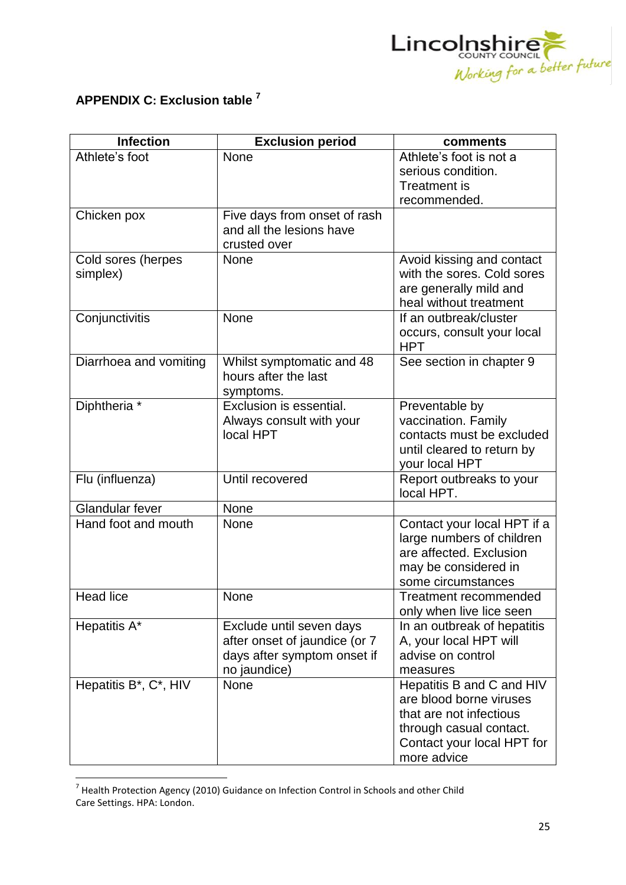## APPENDIX C: Exclusion table [7]

| Infection | Exclusion period | comments |
|---|---|---|
| Athlete's foot | None | Athlete's foot is not a serious condition. Treatment is recommended. |
| Chicken pox | Five days from onset of rash and all the lesions have crusted over | |
| Cold sores (herpes simplex) | None | Avoid kissing and contact with the sores. Cold sores are generally mild and heal without treatment |
| Conjunctivitis | None | If an outbreak/cluster occurs, consult your local HPT |
| Diarrhoea and vomiting | Whilst symptomatic and 48 hours after the last symptoms. | See section in chapter 9 |
| Diphtheria * | Exclusion is essential. Always consult with your local HPT | Preventable by vaccination. Family contacts must be excluded until cleared to return by your local HPT |
| Flu (influenza) | Until recovered | Report outbreaks to your local HPT. |
| Glandular fever | None | |
| Hand foot and mouth | None | Contact your local HPT if a large numbers of children are affected. Exclusion may be considered in some circumstances |
| Head lice | None | Treatment recommended only when live lice seen |
| Hepatitis A* | Exclude until seven days after onset of jaundice (or 7 days after symptom onset if no jaundice) | In an outbreak of hepatitis A, your local HPT will advise on control measures |
| Hepatitis B*, C*, HIV | None | Hepatitis B and C and HIV are blood borne viruses that are not infectious through casual contact. Contact your local HPT for more advice |

[7] Health Protection Agency (2010) Guidance on Infection Control in Schools and other Child Care Settings. HPA: London.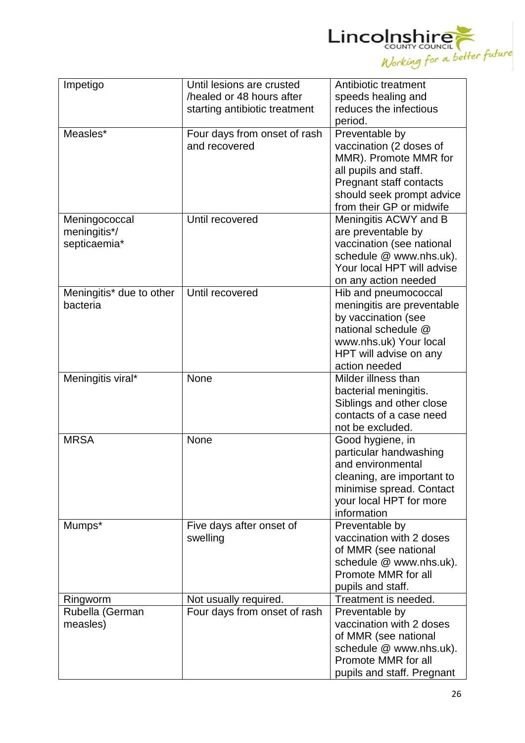| Impetigo | Until lesions are crusted /healed or 48 hours after starting antibiotic treatment | Antibiotic treatment speeds healing and reduces the infectious period. |
|---|---|---|
| Measles* | Four days from onset of rash and recovered | Preventable by vaccination (2 doses of MMR). Promote MMR for all pupils and staff. Pregnant staff contacts should seek prompt advice from their GP or midwife |
| Meningococcal meningitis*/ septicaemia* | Until recovered | Meningitis ACWY and B are preventable by vaccination (see national schedule @ www.nhs.uk). Your local HPT will advise on any action needed |
| Meningitis* due to other bacteria | Until recovered | Hib and pneumococcal meningitis are preventable by vaccination (see national schedule @ www.nhs.uk) Your local HPT will advise on any action needed |
| Meningitis viral* | None | Milder illness than bacterial meningitis. Siblings and other close contacts of a case need not be excluded. |
| MRSA | None | Good hygiene, in particular handwashing and environmental cleaning, are important to minimise spread. Contact your local HPT for more information |
| Mumps* | Five days after onset of swelling | Preventable by vaccination with 2 doses of MMR (see national schedule @ www.nhs.uk). Promote MMR for all pupils and staff. |
| Ringworm | Not usually required. | Treatment is needed. |
| Rubella (German measles) | Four days from onset of rash | Preventable by vaccination with 2 doses of MMR (see national schedule @ www.nhs.uk). Promote MMR for all pupils and staff. Pregnant |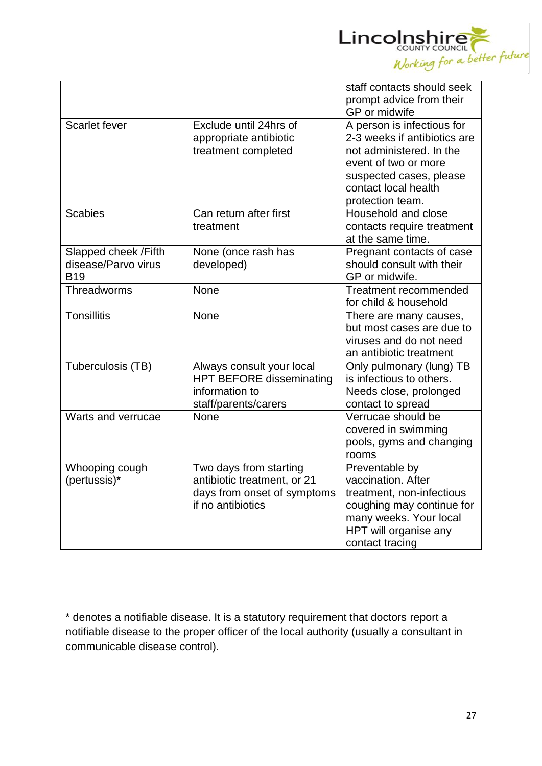| | | |
|---|---|---|
| | | staff contacts should seek prompt advice from their GP or midwife |
| Scarlet fever | Exclude until 24hrs of appropriate antibiotic treatment completed | A person is infectious for 2-3 weeks if antibiotics are not administered. In the event of two or more suspected cases, please contact local health protection team. |
| Scabies | Can return after first treatment | Household and close contacts require treatment at the same time. |
| Slapped cheek /Fifth disease/Parvo virus B19 | None (once rash has developed) | Pregnant contacts of case should consult with their GP or midwife. |
| Threadworms | None | Treatment recommended for child & household |
| Tonsillitis | None | There are many causes, but most cases are due to viruses and do not need an antibiotic treatment |
| Tuberculosis (TB) | Always consult your local HPT BEFORE disseminating information to staff/parents/carers | Only pulmonary (lung) TB is infectious to others. Needs close, prolonged contact to spread |
| Warts and verrucae | None | Verrucae should be covered in swimming pools, gyms and changing rooms |
| Whooping cough (pertussis)* | Two days from starting antibiotic treatment, or 21 days from onset of symptoms if no antibiotics | Preventable by vaccination. After treatment, non-infectious coughing may continue for many weeks. Your local HPT will organise any contact tracing |

* denotes a notifiable disease. It is a statutory requirement that doctors report a notifiable disease to the proper officer of the local authority (usually a consultant in communicable disease control).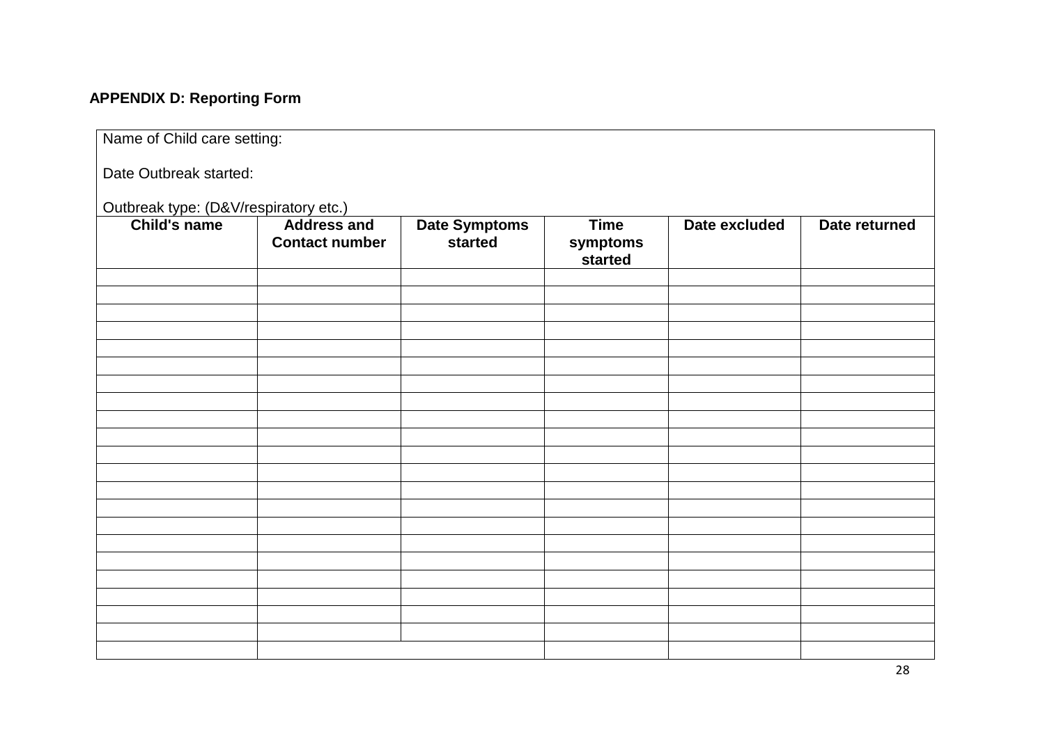**APPENDIX D: Reporting Form**

| Name of Child care setting:<br><br>Date Outbreak started:<br><br>Outbreak type: (D&V/respiratory etc.) | | | | | |
|---|---|---|---|---|---|
| **Child's name** | **Address and Contact number** | **Date Symptoms started** | **Time symptoms started** | **Date excluded** | **Date returned** |
| | | | | | |
| | | | | | |
| | | | | | |
| | | | | | |
| | | | | | |
| | | | | | |
| | | | | | |
| | | | | | |
| | | | | | |
| | | | | | |
| | | | | | |
| | | | | | |
| | | | | | |
| | | | | | |
| | | | | | |
| | | | | | |
| | | | | | |
| | | | | | |
| | | | | | |
| | | | | | |
| | | | | | |
| | | | | | |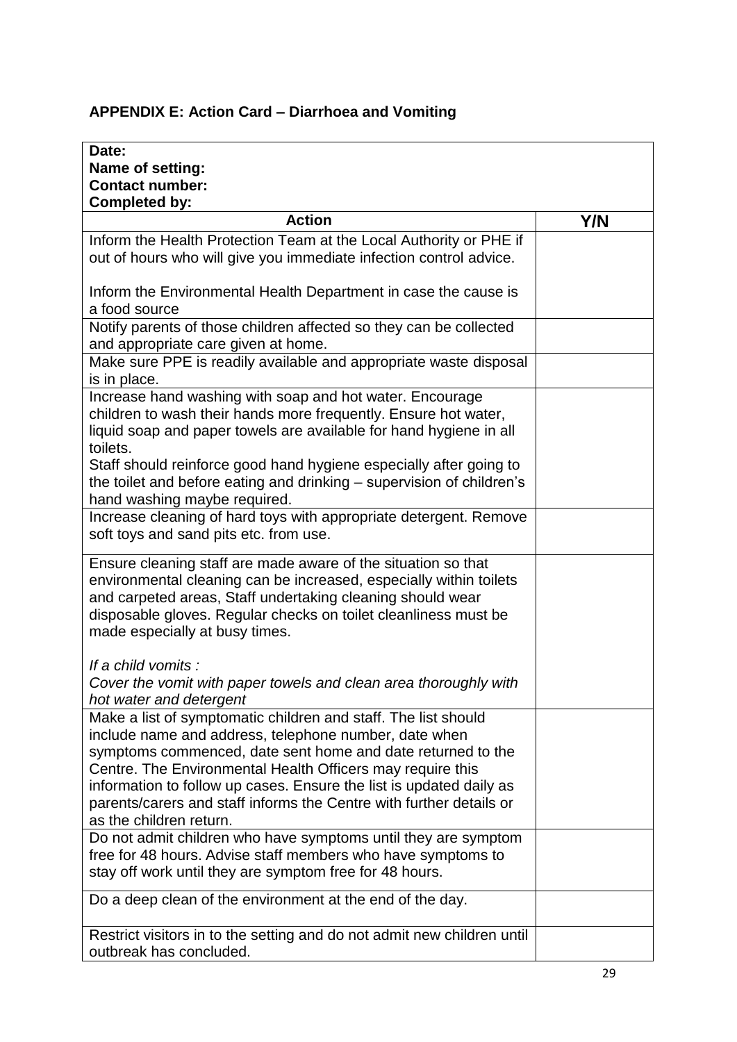**APPENDIX E: Action Card – Diarrhoea and Vomiting**

**Date:**
**Name of setting:**
**Contact number:**
**Completed by:**

| Action | Y/N |
|---|---|
| Inform the Health Protection Team at the Local Authority or PHE if out of hours who will give you immediate infection control advice.<br><br>Inform the Environmental Health Department in case the cause is a food source | |
| Notify parents of those children affected so they can be collected and appropriate care given at home. | |
| Make sure PPE is readily available and appropriate waste disposal is in place. | |
| Increase hand washing with soap and hot water. Encourage children to wash their hands more frequently. Ensure hot water, liquid soap and paper towels are available for hand hygiene in all toilets.<br>Staff should reinforce good hand hygiene especially after going to the toilet and before eating and drinking – supervision of children's hand washing maybe required. | |
| Increase cleaning of hard toys with appropriate detergent. Remove soft toys and sand pits etc. from use. | |
| Ensure cleaning staff are made aware of the situation so that environmental cleaning can be increased, especially within toilets and carpeted areas, Staff undertaking cleaning should wear disposable gloves. Regular checks on toilet cleanliness must be made especially at busy times.<br><br>*If a child vomits :*<br>*Cover the vomit with paper towels and clean area thoroughly with hot water and detergent* | |
| Make a list of symptomatic children and staff. The list should include name and address, telephone number, date when symptoms commenced, date sent home and date returned to the Centre. The Environmental Health Officers may require this information to follow up cases. Ensure the list is updated daily as parents/carers and staff informs the Centre with further details or as the children return. | |
| Do not admit children who have symptoms until they are symptom free for 48 hours. Advise staff members who have symptoms to stay off work until they are symptom free for 48 hours. | |
| Do a deep clean of the environment at the end of the day. | |
| Restrict visitors in to the setting and do not admit new children until outbreak has concluded. | |